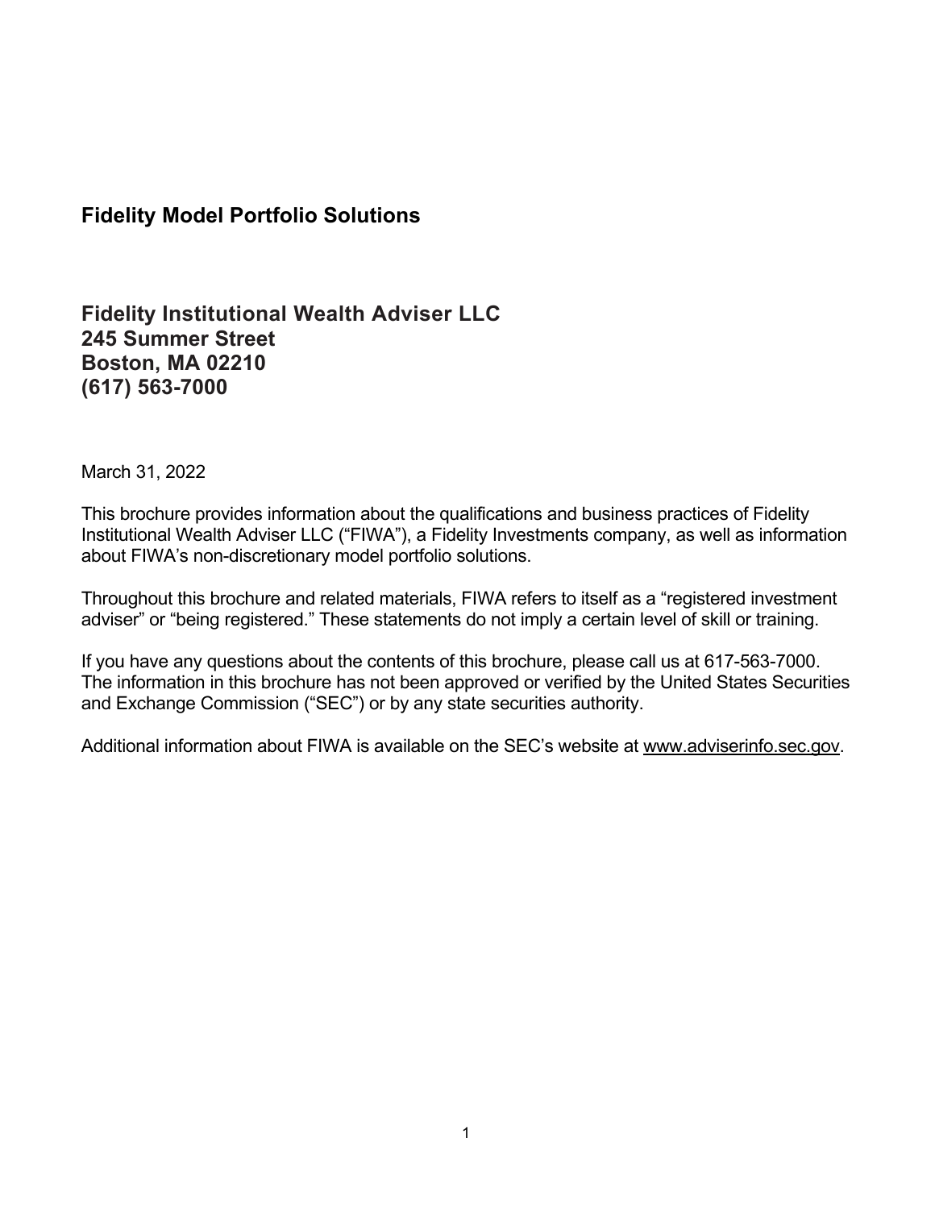# Fidelity Model Portfolio Solutions

## Fidelity Institutional Wealth Adviser LLC
## 245 Summer Street
## Boston, MA 02210
## (617) 563-7000

March 31, 2022

This brochure provides information about the qualifications and business practices of Fidelity Institutional Wealth Adviser LLC ("FIWA"), a Fidelity Investments company, as well as information about FIWA's non-discretionary model portfolio solutions.

Throughout this brochure and related materials, FIWA refers to itself as a "registered investment adviser" or "being registered." These statements do not imply a certain level of skill or training.

If you have any questions about the contents of this brochure, please call us at 617-563-7000. The information in this brochure has not been approved or verified by the United States Securities and Exchange Commission ("SEC") or by any state securities authority.

Additional information about FIWA is available on the SEC's website at www.adviserinfo.sec.gov.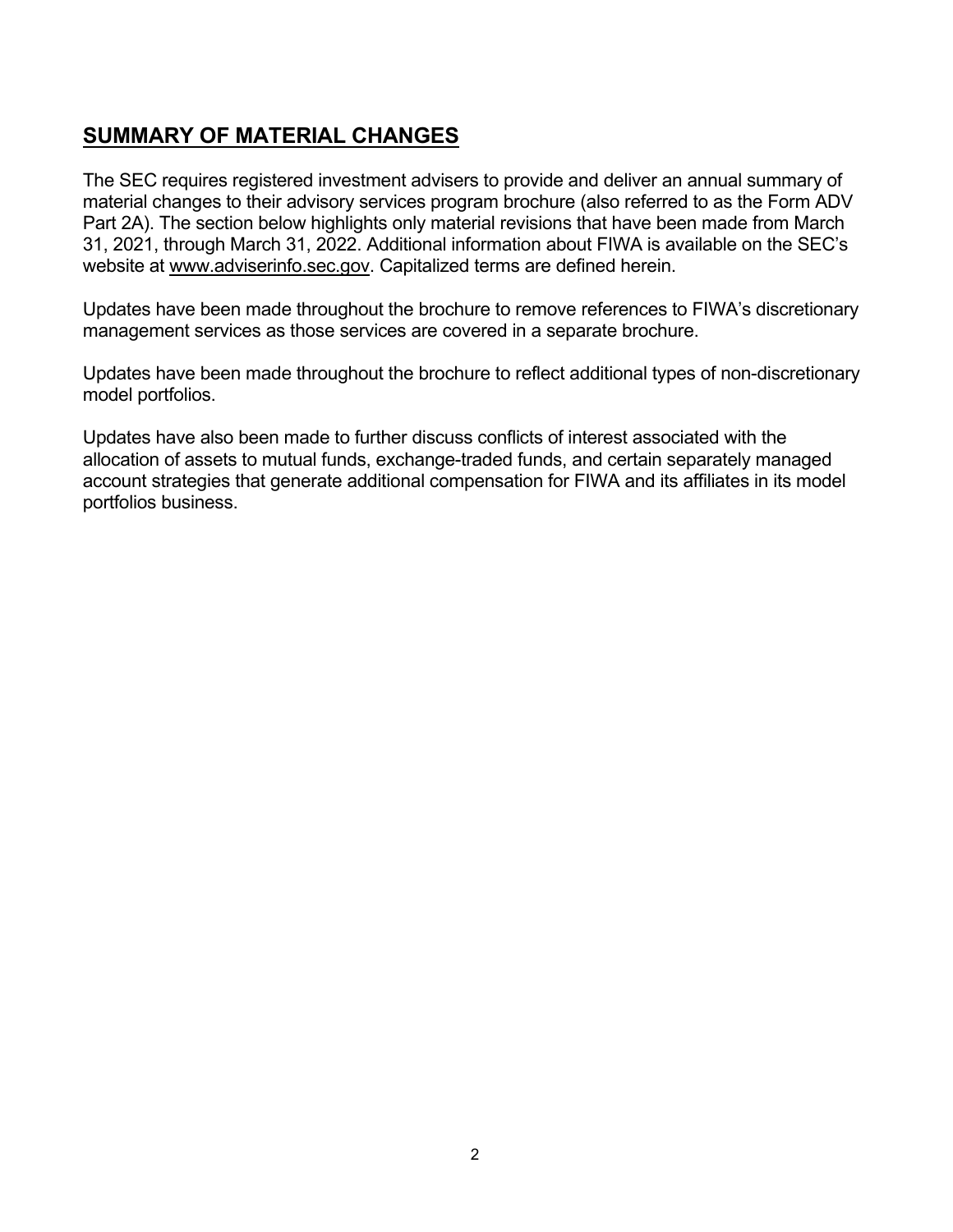## SUMMARY OF MATERIAL CHANGES

The SEC requires registered investment advisers to provide and deliver an annual summary of material changes to their advisory services program brochure (also referred to as the Form ADV Part 2A). The section below highlights only material revisions that have been made from March 31, 2021, through March 31, 2022. Additional information about FIWA is available on the SEC's website at www.adviserinfo.sec.gov. Capitalized terms are defined herein.

Updates have been made throughout the brochure to remove references to FIWA's discretionary management services as those services are covered in a separate brochure.

Updates have been made throughout the brochure to reflect additional types of non-discretionary model portfolios.

Updates have also been made to further discuss conflicts of interest associated with the allocation of assets to mutual funds, exchange-traded funds, and certain separately managed account strategies that generate additional compensation for FIWA and its affiliates in its model portfolios business.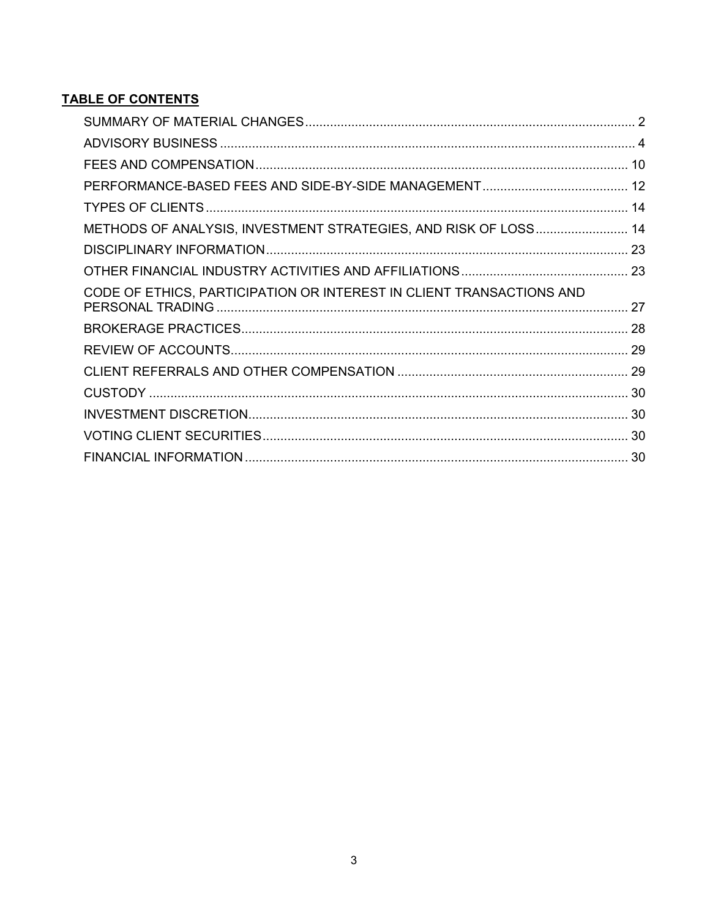**TABLE OF CONTENTS**

- SUMMARY OF MATERIAL CHANGES ... 2
- ADVISORY BUSINESS ... 4
- FEES AND COMPENSATION ... 10
- PERFORMANCE-BASED FEES AND SIDE-BY-SIDE MANAGEMENT ... 12
- TYPES OF CLIENTS ... 14
- METHODS OF ANALYSIS, INVESTMENT STRATEGIES, AND RISK OF LOSS ... 14
- DISCIPLINARY INFORMATION ... 23
- OTHER FINANCIAL INDUSTRY ACTIVITIES AND AFFILIATIONS ... 23
- CODE OF ETHICS, PARTICIPATION OR INTEREST IN CLIENT TRANSACTIONS AND PERSONAL TRADING ... 27
- BROKERAGE PRACTICES ... 28
- REVIEW OF ACCOUNTS ... 29
- CLIENT REFERRALS AND OTHER COMPENSATION ... 29
- CUSTODY ... 30
- INVESTMENT DISCRETION ... 30
- VOTING CLIENT SECURITIES ... 30
- FINANCIAL INFORMATION ... 30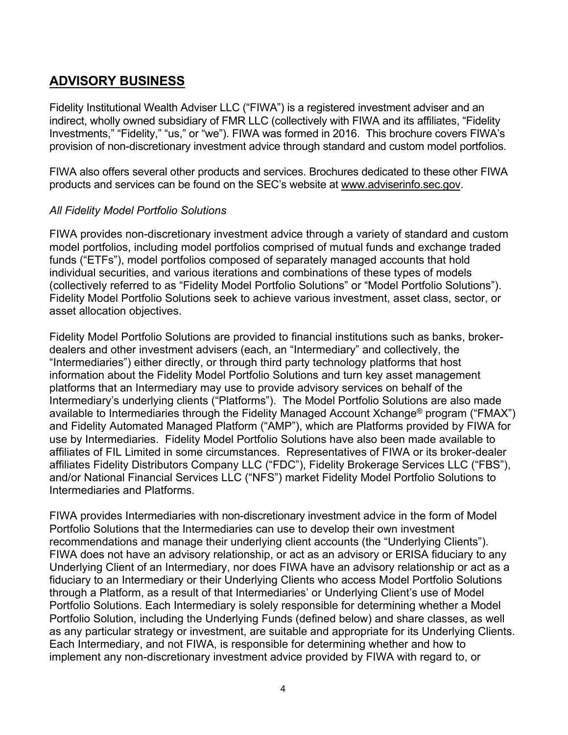## ADVISORY BUSINESS

Fidelity Institutional Wealth Adviser LLC ("FIWA") is a registered investment adviser and an indirect, wholly owned subsidiary of FMR LLC (collectively with FIWA and its affiliates, "Fidelity Investments," "Fidelity," "us," or "we"). FIWA was formed in 2016. This brochure covers FIWA's provision of non-discretionary investment advice through standard and custom model portfolios.

FIWA also offers several other products and services. Brochures dedicated to these other FIWA products and services can be found on the SEC's website at www.adviserinfo.sec.gov.

*All Fidelity Model Portfolio Solutions*

FIWA provides non-discretionary investment advice through a variety of standard and custom model portfolios, including model portfolios comprised of mutual funds and exchange traded funds ("ETFs"), model portfolios composed of separately managed accounts that hold individual securities, and various iterations and combinations of these types of models (collectively referred to as "Fidelity Model Portfolio Solutions" or "Model Portfolio Solutions"). Fidelity Model Portfolio Solutions seek to achieve various investment, asset class, sector, or asset allocation objectives.

Fidelity Model Portfolio Solutions are provided to financial institutions such as banks, broker-dealers and other investment advisers (each, an "Intermediary" and collectively, the "Intermediaries") either directly, or through third party technology platforms that host information about the Fidelity Model Portfolio Solutions and turn key asset management platforms that an Intermediary may use to provide advisory services on behalf of the Intermediary's underlying clients ("Platforms"). The Model Portfolio Solutions are also made available to Intermediaries through the Fidelity Managed Account Xchange® program ("FMAX") and Fidelity Automated Managed Platform ("AMP"), which are Platforms provided by FIWA for use by Intermediaries. Fidelity Model Portfolio Solutions have also been made available to affiliates of FIL Limited in some circumstances. Representatives of FIWA or its broker-dealer affiliates Fidelity Distributors Company LLC ("FDC"), Fidelity Brokerage Services LLC ("FBS"), and/or National Financial Services LLC ("NFS") market Fidelity Model Portfolio Solutions to Intermediaries and Platforms.

FIWA provides Intermediaries with non-discretionary investment advice in the form of Model Portfolio Solutions that the Intermediaries can use to develop their own investment recommendations and manage their underlying client accounts (the "Underlying Clients"). FIWA does not have an advisory relationship, or act as an advisory or ERISA fiduciary to any Underlying Client of an Intermediary, nor does FIWA have an advisory relationship or act as a fiduciary to an Intermediary or their Underlying Clients who access Model Portfolio Solutions through a Platform, as a result of that Intermediaries' or Underlying Client's use of Model Portfolio Solutions. Each Intermediary is solely responsible for determining whether a Model Portfolio Solution, including the Underlying Funds (defined below) and share classes, as well as any particular strategy or investment, are suitable and appropriate for its Underlying Clients. Each Intermediary, and not FIWA, is responsible for determining whether and how to implement any non-discretionary investment advice provided by FIWA with regard to, or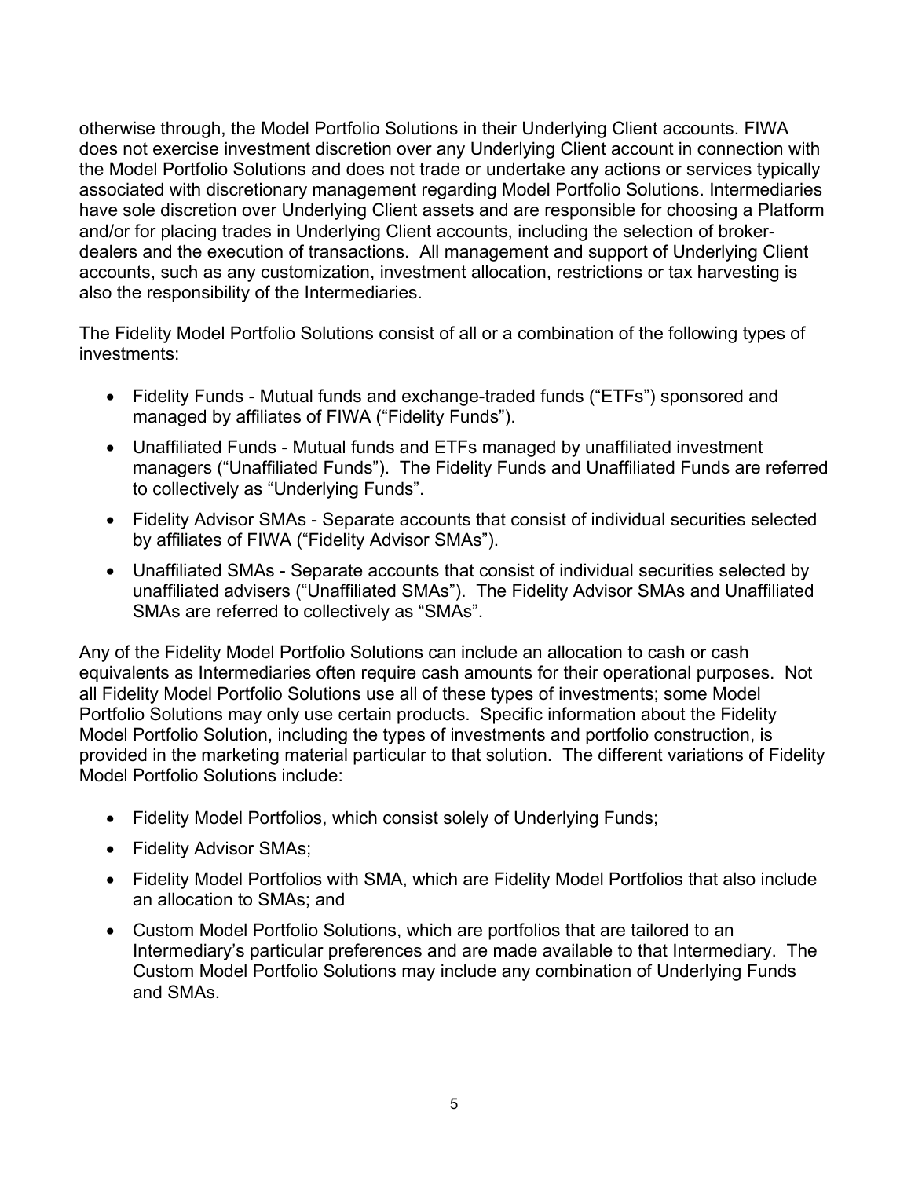otherwise through, the Model Portfolio Solutions in their Underlying Client accounts. FIWA does not exercise investment discretion over any Underlying Client account in connection with the Model Portfolio Solutions and does not trade or undertake any actions or services typically associated with discretionary management regarding Model Portfolio Solutions. Intermediaries have sole discretion over Underlying Client assets and are responsible for choosing a Platform and/or for placing trades in Underlying Client accounts, including the selection of broker-dealers and the execution of transactions. All management and support of Underlying Client accounts, such as any customization, investment allocation, restrictions or tax harvesting is also the responsibility of the Intermediaries.

The Fidelity Model Portfolio Solutions consist of all or a combination of the following types of investments:

- Fidelity Funds - Mutual funds and exchange-traded funds ("ETFs") sponsored and managed by affiliates of FIWA ("Fidelity Funds").
- Unaffiliated Funds - Mutual funds and ETFs managed by unaffiliated investment managers ("Unaffiliated Funds"). The Fidelity Funds and Unaffiliated Funds are referred to collectively as "Underlying Funds".
- Fidelity Advisor SMAs - Separate accounts that consist of individual securities selected by affiliates of FIWA ("Fidelity Advisor SMAs").
- Unaffiliated SMAs - Separate accounts that consist of individual securities selected by unaffiliated advisers ("Unaffiliated SMAs"). The Fidelity Advisor SMAs and Unaffiliated SMAs are referred to collectively as "SMAs".

Any of the Fidelity Model Portfolio Solutions can include an allocation to cash or cash equivalents as Intermediaries often require cash amounts for their operational purposes. Not all Fidelity Model Portfolio Solutions use all of these types of investments; some Model Portfolio Solutions may only use certain products. Specific information about the Fidelity Model Portfolio Solution, including the types of investments and portfolio construction, is provided in the marketing material particular to that solution. The different variations of Fidelity Model Portfolio Solutions include:

- Fidelity Model Portfolios, which consist solely of Underlying Funds;
- Fidelity Advisor SMAs;
- Fidelity Model Portfolios with SMA, which are Fidelity Model Portfolios that also include an allocation to SMAs; and
- Custom Model Portfolio Solutions, which are portfolios that are tailored to an Intermediary's particular preferences and are made available to that Intermediary. The Custom Model Portfolio Solutions may include any combination of Underlying Funds and SMAs.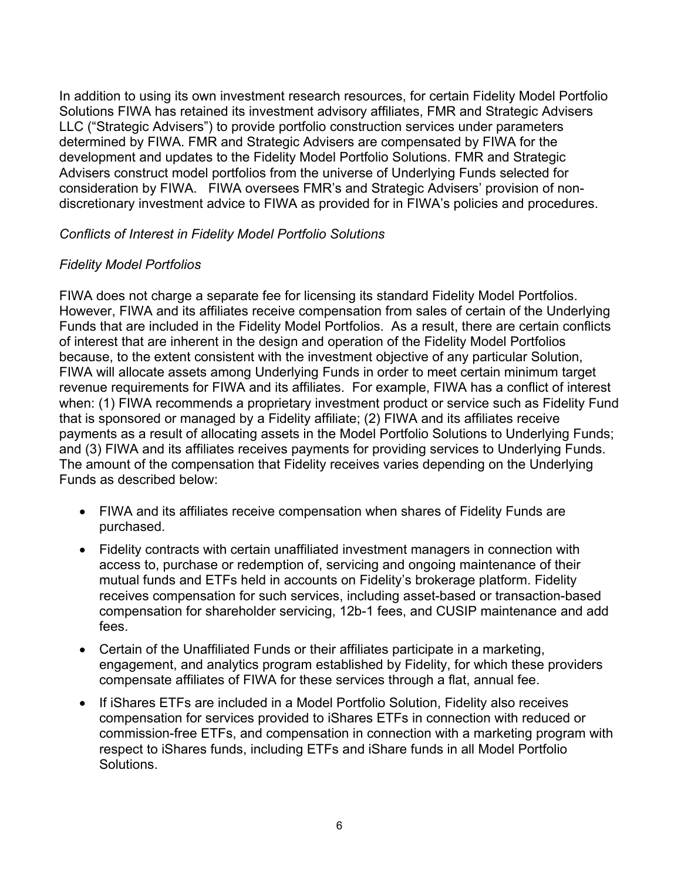In addition to using its own investment research resources, for certain Fidelity Model Portfolio Solutions FIWA has retained its investment advisory affiliates, FMR and Strategic Advisers LLC ("Strategic Advisers") to provide portfolio construction services under parameters determined by FIWA. FMR and Strategic Advisers are compensated by FIWA for the development and updates to the Fidelity Model Portfolio Solutions. FMR and Strategic Advisers construct model portfolios from the universe of Underlying Funds selected for consideration by FIWA. FIWA oversees FMR's and Strategic Advisers' provision of non-discretionary investment advice to FIWA as provided for in FIWA's policies and procedures.

*Conflicts of Interest in Fidelity Model Portfolio Solutions*

*Fidelity Model Portfolios*

FIWA does not charge a separate fee for licensing its standard Fidelity Model Portfolios. However, FIWA and its affiliates receive compensation from sales of certain of the Underlying Funds that are included in the Fidelity Model Portfolios. As a result, there are certain conflicts of interest that are inherent in the design and operation of the Fidelity Model Portfolios because, to the extent consistent with the investment objective of any particular Solution, FIWA will allocate assets among Underlying Funds in order to meet certain minimum target revenue requirements for FIWA and its affiliates. For example, FIWA has a conflict of interest when: (1) FIWA recommends a proprietary investment product or service such as Fidelity Fund that is sponsored or managed by a Fidelity affiliate; (2) FIWA and its affiliates receive payments as a result of allocating assets in the Model Portfolio Solutions to Underlying Funds; and (3) FIWA and its affiliates receives payments for providing services to Underlying Funds. The amount of the compensation that Fidelity receives varies depending on the Underlying Funds as described below:

- FIWA and its affiliates receive compensation when shares of Fidelity Funds are purchased.
- Fidelity contracts with certain unaffiliated investment managers in connection with access to, purchase or redemption of, servicing and ongoing maintenance of their mutual funds and ETFs held in accounts on Fidelity's brokerage platform. Fidelity receives compensation for such services, including asset-based or transaction-based compensation for shareholder servicing, 12b-1 fees, and CUSIP maintenance and add fees.
- Certain of the Unaffiliated Funds or their affiliates participate in a marketing, engagement, and analytics program established by Fidelity, for which these providers compensate affiliates of FIWA for these services through a flat, annual fee.
- If iShares ETFs are included in a Model Portfolio Solution, Fidelity also receives compensation for services provided to iShares ETFs in connection with reduced or commission-free ETFs, and compensation in connection with a marketing program with respect to iShares funds, including ETFs and iShare funds in all Model Portfolio Solutions.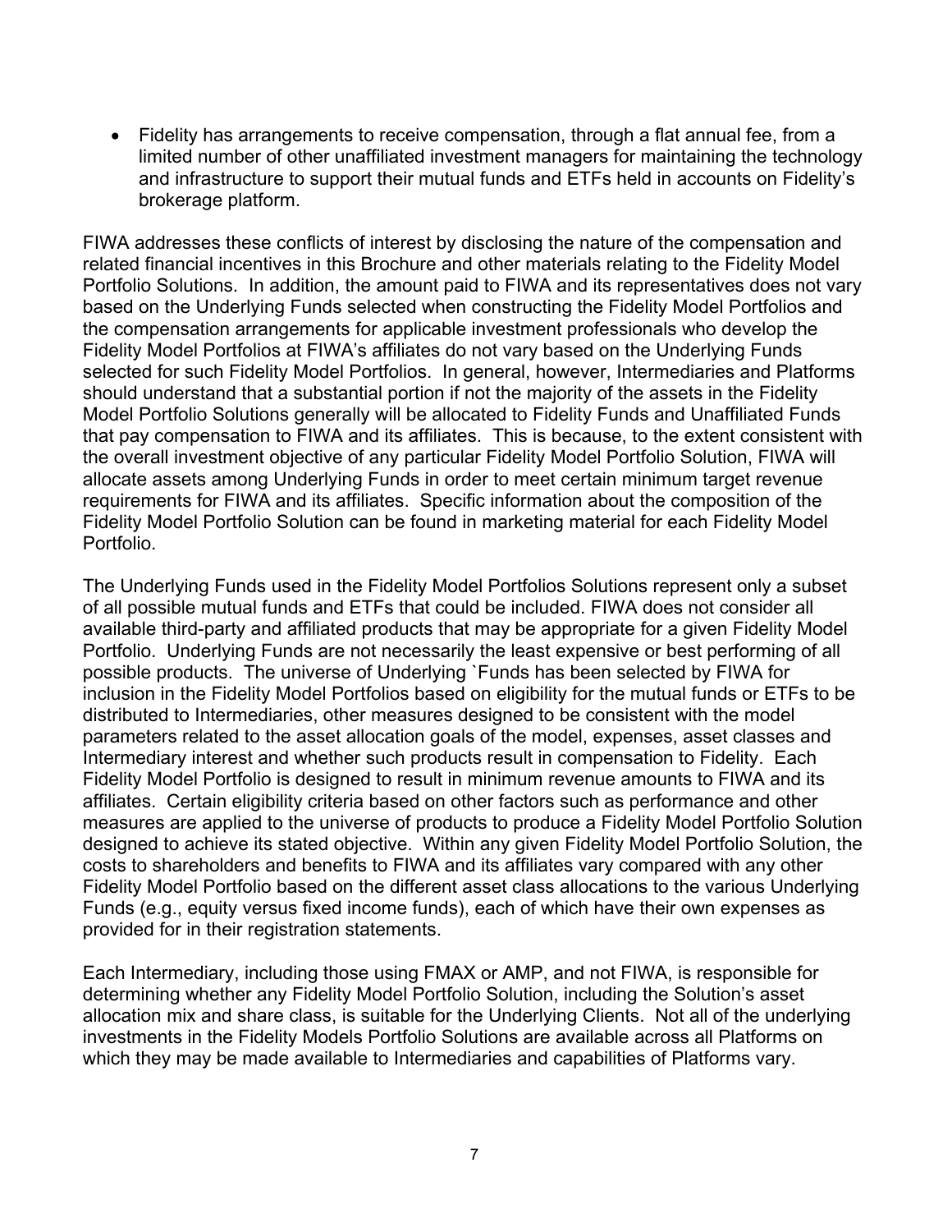- Fidelity has arrangements to receive compensation, through a flat annual fee, from a limited number of other unaffiliated investment managers for maintaining the technology and infrastructure to support their mutual funds and ETFs held in accounts on Fidelity's brokerage platform.

FIWA addresses these conflicts of interest by disclosing the nature of the compensation and related financial incentives in this Brochure and other materials relating to the Fidelity Model Portfolio Solutions. In addition, the amount paid to FIWA and its representatives does not vary based on the Underlying Funds selected when constructing the Fidelity Model Portfolios and the compensation arrangements for applicable investment professionals who develop the Fidelity Model Portfolios at FIWA's affiliates do not vary based on the Underlying Funds selected for such Fidelity Model Portfolios. In general, however, Intermediaries and Platforms should understand that a substantial portion if not the majority of the assets in the Fidelity Model Portfolio Solutions generally will be allocated to Fidelity Funds and Unaffiliated Funds that pay compensation to FIWA and its affiliates. This is because, to the extent consistent with the overall investment objective of any particular Fidelity Model Portfolio Solution, FIWA will allocate assets among Underlying Funds in order to meet certain minimum target revenue requirements for FIWA and its affiliates. Specific information about the composition of the Fidelity Model Portfolio Solution can be found in marketing material for each Fidelity Model Portfolio.

The Underlying Funds used in the Fidelity Model Portfolios Solutions represent only a subset of all possible mutual funds and ETFs that could be included. FIWA does not consider all available third-party and affiliated products that may be appropriate for a given Fidelity Model Portfolio. Underlying Funds are not necessarily the least expensive or best performing of all possible products. The universe of Underlying `Funds has been selected by FIWA for inclusion in the Fidelity Model Portfolios based on eligibility for the mutual funds or ETFs to be distributed to Intermediaries, other measures designed to be consistent with the model parameters related to the asset allocation goals of the model, expenses, asset classes and Intermediary interest and whether such products result in compensation to Fidelity. Each Fidelity Model Portfolio is designed to result in minimum revenue amounts to FIWA and its affiliates. Certain eligibility criteria based on other factors such as performance and other measures are applied to the universe of products to produce a Fidelity Model Portfolio Solution designed to achieve its stated objective. Within any given Fidelity Model Portfolio Solution, the costs to shareholders and benefits to FIWA and its affiliates vary compared with any other Fidelity Model Portfolio based on the different asset class allocations to the various Underlying Funds (e.g., equity versus fixed income funds), each of which have their own expenses as provided for in their registration statements.

Each Intermediary, including those using FMAX or AMP, and not FIWA, is responsible for determining whether any Fidelity Model Portfolio Solution, including the Solution's asset allocation mix and share class, is suitable for the Underlying Clients. Not all of the underlying investments in the Fidelity Models Portfolio Solutions are available across all Platforms on which they may be made available to Intermediaries and capabilities of Platforms vary.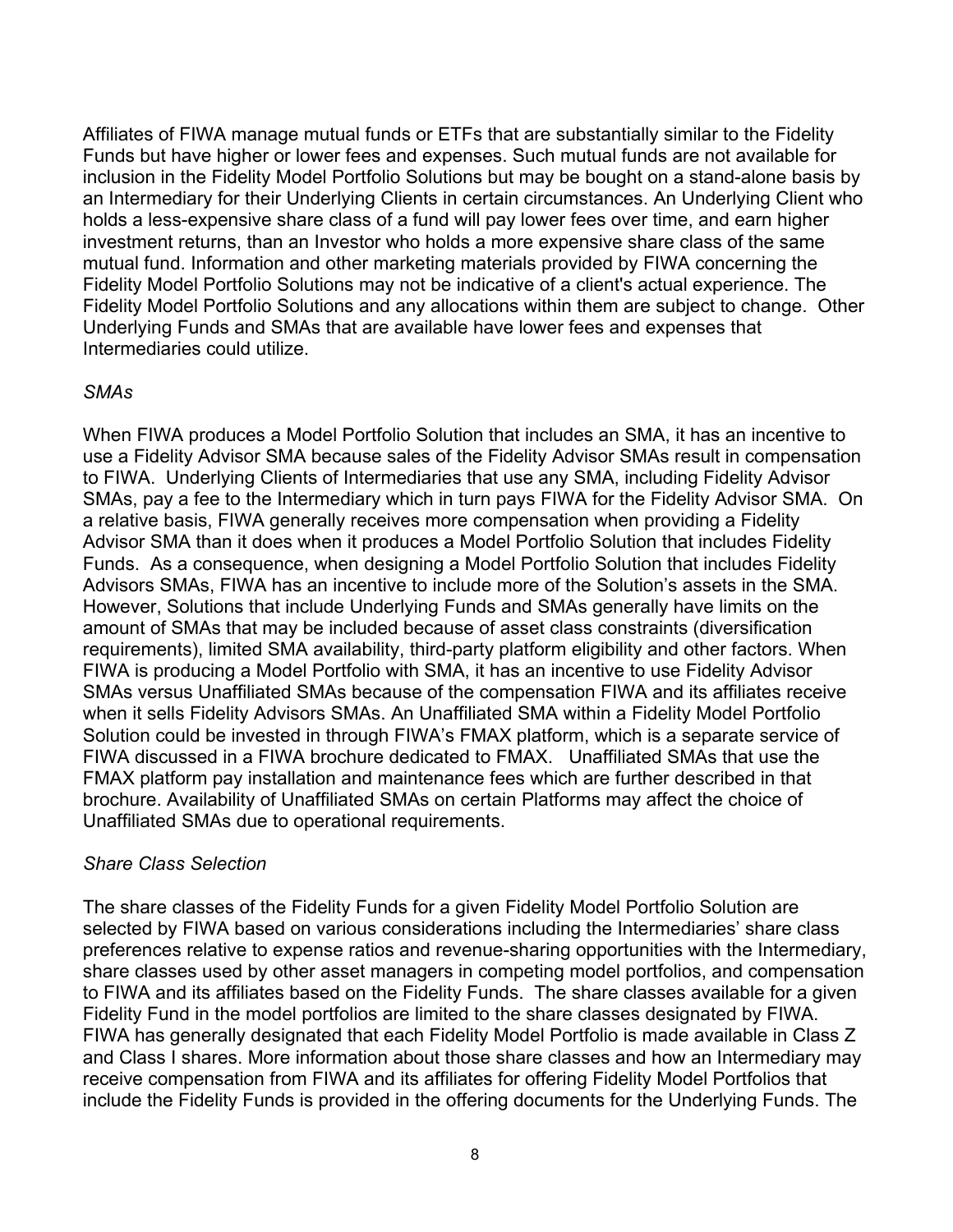Affiliates of FIWA manage mutual funds or ETFs that are substantially similar to the Fidelity Funds but have higher or lower fees and expenses. Such mutual funds are not available for inclusion in the Fidelity Model Portfolio Solutions but may be bought on a stand-alone basis by an Intermediary for their Underlying Clients in certain circumstances. An Underlying Client who holds a less-expensive share class of a fund will pay lower fees over time, and earn higher investment returns, than an Investor who holds a more expensive share class of the same mutual fund. Information and other marketing materials provided by FIWA concerning the Fidelity Model Portfolio Solutions may not be indicative of a client's actual experience. The Fidelity Model Portfolio Solutions and any allocations within them are subject to change. Other Underlying Funds and SMAs that are available have lower fees and expenses that Intermediaries could utilize.

*SMAs*

When FIWA produces a Model Portfolio Solution that includes an SMA, it has an incentive to use a Fidelity Advisor SMA because sales of the Fidelity Advisor SMAs result in compensation to FIWA. Underlying Clients of Intermediaries that use any SMA, including Fidelity Advisor SMAs, pay a fee to the Intermediary which in turn pays FIWA for the Fidelity Advisor SMA. On a relative basis, FIWA generally receives more compensation when providing a Fidelity Advisor SMA than it does when it produces a Model Portfolio Solution that includes Fidelity Funds. As a consequence, when designing a Model Portfolio Solution that includes Fidelity Advisors SMAs, FIWA has an incentive to include more of the Solution's assets in the SMA. However, Solutions that include Underlying Funds and SMAs generally have limits on the amount of SMAs that may be included because of asset class constraints (diversification requirements), limited SMA availability, third-party platform eligibility and other factors. When FIWA is producing a Model Portfolio with SMA, it has an incentive to use Fidelity Advisor SMAs versus Unaffiliated SMAs because of the compensation FIWA and its affiliates receive when it sells Fidelity Advisors SMAs. An Unaffiliated SMA within a Fidelity Model Portfolio Solution could be invested in through FIWA's FMAX platform, which is a separate service of FIWA discussed in a FIWA brochure dedicated to FMAX. Unaffiliated SMAs that use the FMAX platform pay installation and maintenance fees which are further described in that brochure. Availability of Unaffiliated SMAs on certain Platforms may affect the choice of Unaffiliated SMAs due to operational requirements.

*Share Class Selection*

The share classes of the Fidelity Funds for a given Fidelity Model Portfolio Solution are selected by FIWA based on various considerations including the Intermediaries' share class preferences relative to expense ratios and revenue-sharing opportunities with the Intermediary, share classes used by other asset managers in competing model portfolios, and compensation to FIWA and its affiliates based on the Fidelity Funds. The share classes available for a given Fidelity Fund in the model portfolios are limited to the share classes designated by FIWA. FIWA has generally designated that each Fidelity Model Portfolio is made available in Class Z and Class I shares. More information about those share classes and how an Intermediary may receive compensation from FIWA and its affiliates for offering Fidelity Model Portfolios that include the Fidelity Funds is provided in the offering documents for the Underlying Funds. The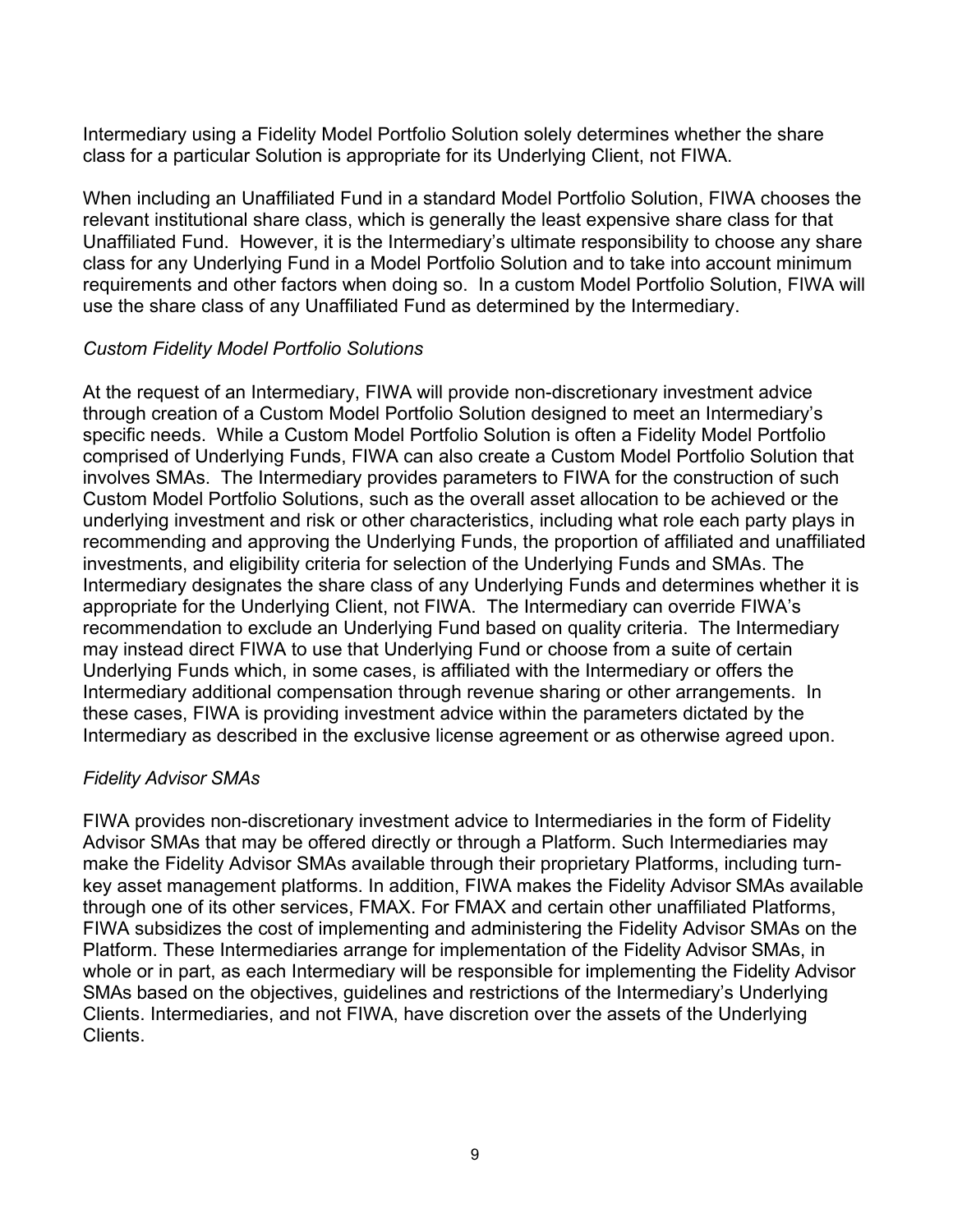Intermediary using a Fidelity Model Portfolio Solution solely determines whether the share class for a particular Solution is appropriate for its Underlying Client, not FIWA.

When including an Unaffiliated Fund in a standard Model Portfolio Solution, FIWA chooses the relevant institutional share class, which is generally the least expensive share class for that Unaffiliated Fund. However, it is the Intermediary's ultimate responsibility to choose any share class for any Underlying Fund in a Model Portfolio Solution and to take into account minimum requirements and other factors when doing so. In a custom Model Portfolio Solution, FIWA will use the share class of any Unaffiliated Fund as determined by the Intermediary.

*Custom Fidelity Model Portfolio Solutions*

At the request of an Intermediary, FIWA will provide non-discretionary investment advice through creation of a Custom Model Portfolio Solution designed to meet an Intermediary's specific needs. While a Custom Model Portfolio Solution is often a Fidelity Model Portfolio comprised of Underlying Funds, FIWA can also create a Custom Model Portfolio Solution that involves SMAs. The Intermediary provides parameters to FIWA for the construction of such Custom Model Portfolio Solutions, such as the overall asset allocation to be achieved or the underlying investment and risk or other characteristics, including what role each party plays in recommending and approving the Underlying Funds, the proportion of affiliated and unaffiliated investments, and eligibility criteria for selection of the Underlying Funds and SMAs. The Intermediary designates the share class of any Underlying Funds and determines whether it is appropriate for the Underlying Client, not FIWA. The Intermediary can override FIWA's recommendation to exclude an Underlying Fund based on quality criteria. The Intermediary may instead direct FIWA to use that Underlying Fund or choose from a suite of certain Underlying Funds which, in some cases, is affiliated with the Intermediary or offers the Intermediary additional compensation through revenue sharing or other arrangements. In these cases, FIWA is providing investment advice within the parameters dictated by the Intermediary as described in the exclusive license agreement or as otherwise agreed upon.

*Fidelity Advisor SMAs*

FIWA provides non-discretionary investment advice to Intermediaries in the form of Fidelity Advisor SMAs that may be offered directly or through a Platform. Such Intermediaries may make the Fidelity Advisor SMAs available through their proprietary Platforms, including turn-key asset management platforms. In addition, FIWA makes the Fidelity Advisor SMAs available through one of its other services, FMAX. For FMAX and certain other unaffiliated Platforms, FIWA subsidizes the cost of implementing and administering the Fidelity Advisor SMAs on the Platform. These Intermediaries arrange for implementation of the Fidelity Advisor SMAs, in whole or in part, as each Intermediary will be responsible for implementing the Fidelity Advisor SMAs based on the objectives, guidelines and restrictions of the Intermediary's Underlying Clients. Intermediaries, and not FIWA, have discretion over the assets of the Underlying Clients.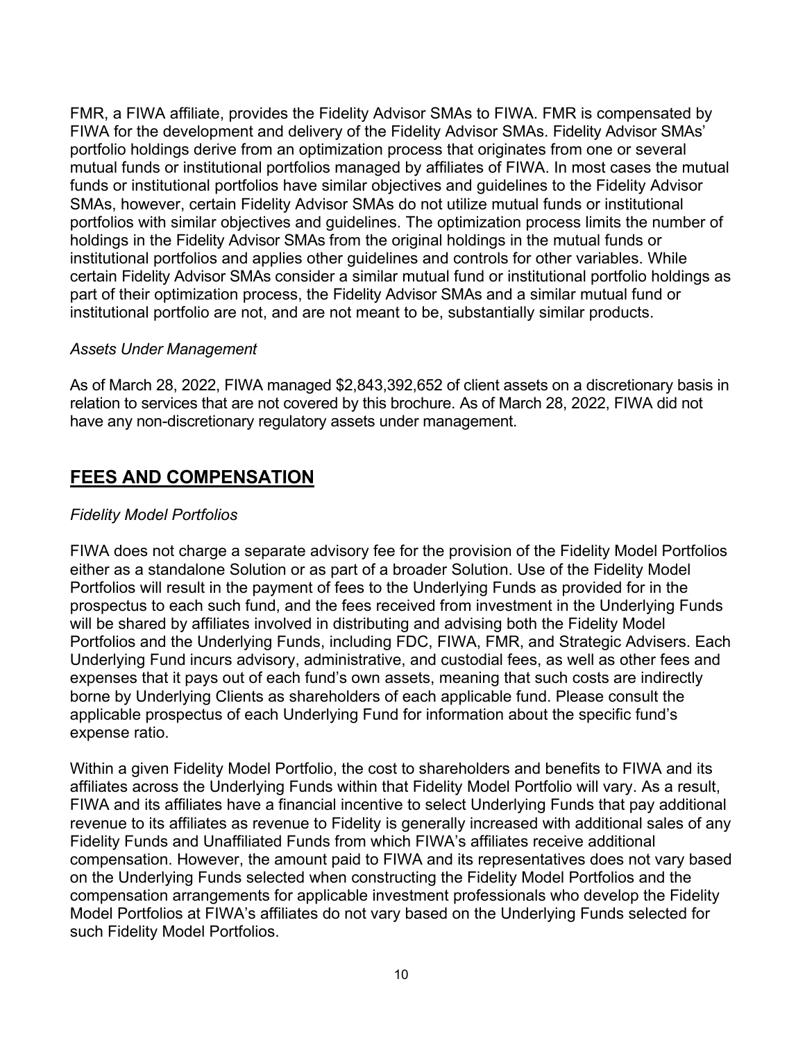FMR, a FIWA affiliate, provides the Fidelity Advisor SMAs to FIWA. FMR is compensated by FIWA for the development and delivery of the Fidelity Advisor SMAs. Fidelity Advisor SMAs' portfolio holdings derive from an optimization process that originates from one or several mutual funds or institutional portfolios managed by affiliates of FIWA. In most cases the mutual funds or institutional portfolios have similar objectives and guidelines to the Fidelity Advisor SMAs, however, certain Fidelity Advisor SMAs do not utilize mutual funds or institutional portfolios with similar objectives and guidelines. The optimization process limits the number of holdings in the Fidelity Advisor SMAs from the original holdings in the mutual funds or institutional portfolios and applies other guidelines and controls for other variables. While certain Fidelity Advisor SMAs consider a similar mutual fund or institutional portfolio holdings as part of their optimization process, the Fidelity Advisor SMAs and a similar mutual fund or institutional portfolio are not, and are not meant to be, substantially similar products.

*Assets Under Management*

As of March 28, 2022, FIWA managed $2,843,392,652 of client assets on a discretionary basis in relation to services that are not covered by this brochure. As of March 28, 2022, FIWA did not have any non-discretionary regulatory assets under management.

## FEES AND COMPENSATION

*Fidelity Model Portfolios*

FIWA does not charge a separate advisory fee for the provision of the Fidelity Model Portfolios either as a standalone Solution or as part of a broader Solution. Use of the Fidelity Model Portfolios will result in the payment of fees to the Underlying Funds as provided for in the prospectus to each such fund, and the fees received from investment in the Underlying Funds will be shared by affiliates involved in distributing and advising both the Fidelity Model Portfolios and the Underlying Funds, including FDC, FIWA, FMR, and Strategic Advisers. Each Underlying Fund incurs advisory, administrative, and custodial fees, as well as other fees and expenses that it pays out of each fund's own assets, meaning that such costs are indirectly borne by Underlying Clients as shareholders of each applicable fund. Please consult the applicable prospectus of each Underlying Fund for information about the specific fund's expense ratio.

Within a given Fidelity Model Portfolio, the cost to shareholders and benefits to FIWA and its affiliates across the Underlying Funds within that Fidelity Model Portfolio will vary. As a result, FIWA and its affiliates have a financial incentive to select Underlying Funds that pay additional revenue to its affiliates as revenue to Fidelity is generally increased with additional sales of any Fidelity Funds and Unaffiliated Funds from which FIWA's affiliates receive additional compensation. However, the amount paid to FIWA and its representatives does not vary based on the Underlying Funds selected when constructing the Fidelity Model Portfolios and the compensation arrangements for applicable investment professionals who develop the Fidelity Model Portfolios at FIWA's affiliates do not vary based on the Underlying Funds selected for such Fidelity Model Portfolios.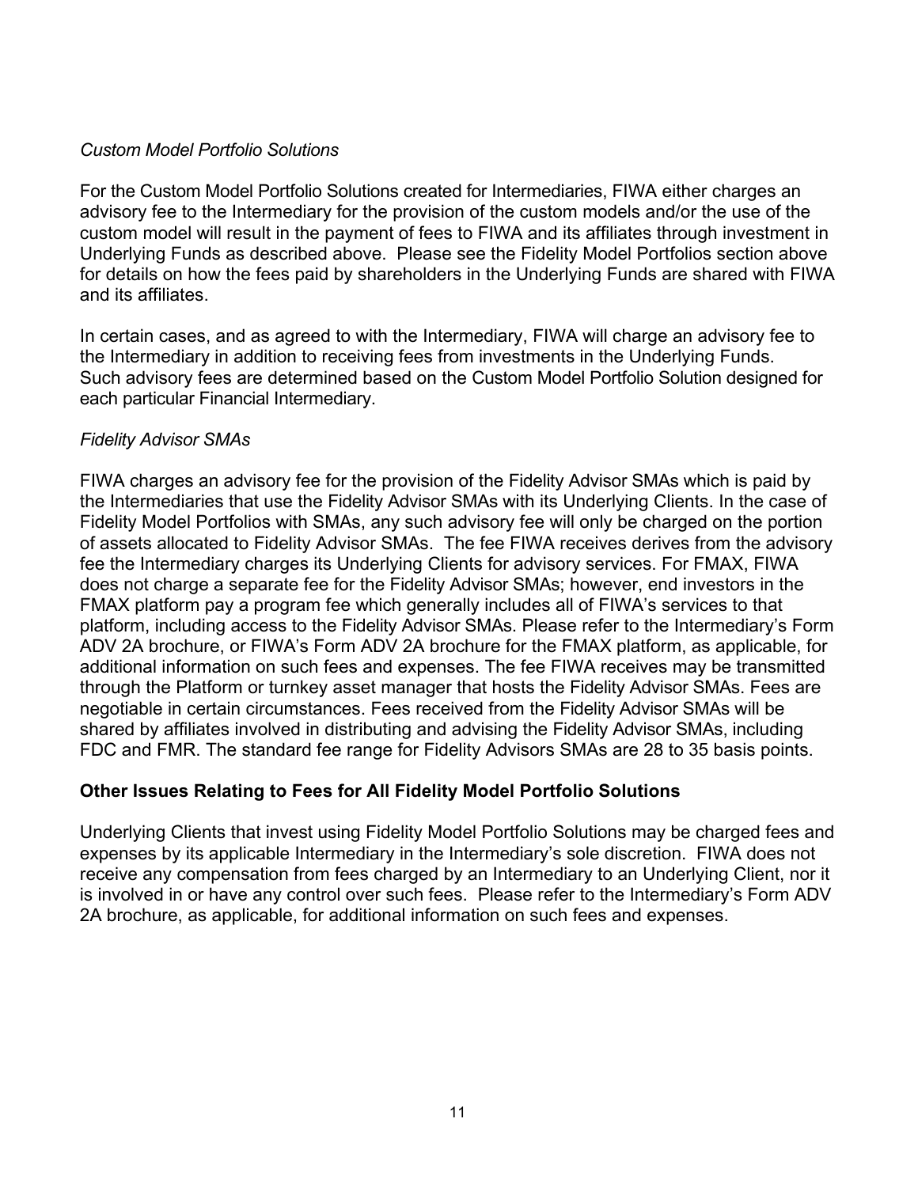*Custom Model Portfolio Solutions*

For the Custom Model Portfolio Solutions created for Intermediaries, FIWA either charges an advisory fee to the Intermediary for the provision of the custom models and/or the use of the custom model will result in the payment of fees to FIWA and its affiliates through investment in Underlying Funds as described above. Please see the Fidelity Model Portfolios section above for details on how the fees paid by shareholders in the Underlying Funds are shared with FIWA and its affiliates.

In certain cases, and as agreed to with the Intermediary, FIWA will charge an advisory fee to the Intermediary in addition to receiving fees from investments in the Underlying Funds. Such advisory fees are determined based on the Custom Model Portfolio Solution designed for each particular Financial Intermediary.

*Fidelity Advisor SMAs*

FIWA charges an advisory fee for the provision of the Fidelity Advisor SMAs which is paid by the Intermediaries that use the Fidelity Advisor SMAs with its Underlying Clients. In the case of Fidelity Model Portfolios with SMAs, any such advisory fee will only be charged on the portion of assets allocated to Fidelity Advisor SMAs. The fee FIWA receives derives from the advisory fee the Intermediary charges its Underlying Clients for advisory services. For FMAX, FIWA does not charge a separate fee for the Fidelity Advisor SMAs; however, end investors in the FMAX platform pay a program fee which generally includes all of FIWA's services to that platform, including access to the Fidelity Advisor SMAs. Please refer to the Intermediary's Form ADV 2A brochure, or FIWA's Form ADV 2A brochure for the FMAX platform, as applicable, for additional information on such fees and expenses. The fee FIWA receives may be transmitted through the Platform or turnkey asset manager that hosts the Fidelity Advisor SMAs. Fees are negotiable in certain circumstances. Fees received from the Fidelity Advisor SMAs will be shared by affiliates involved in distributing and advising the Fidelity Advisor SMAs, including FDC and FMR. The standard fee range for Fidelity Advisors SMAs are 28 to 35 basis points.

**Other Issues Relating to Fees for All Fidelity Model Portfolio Solutions**

Underlying Clients that invest using Fidelity Model Portfolio Solutions may be charged fees and expenses by its applicable Intermediary in the Intermediary's sole discretion. FIWA does not receive any compensation from fees charged by an Intermediary to an Underlying Client, nor it is involved in or have any control over such fees. Please refer to the Intermediary's Form ADV 2A brochure, as applicable, for additional information on such fees and expenses.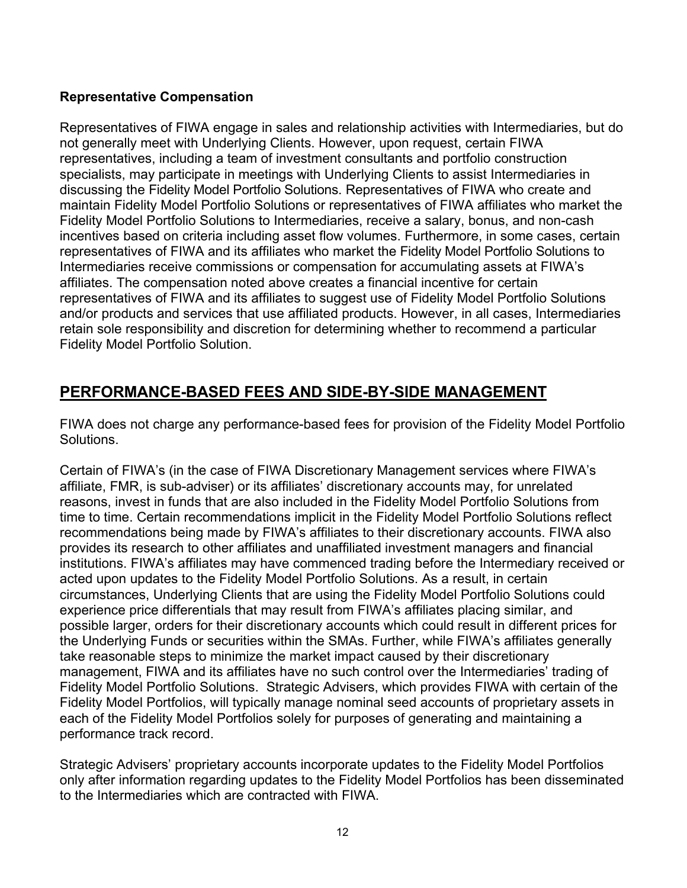**Representative Compensation**

Representatives of FIWA engage in sales and relationship activities with Intermediaries, but do not generally meet with Underlying Clients. However, upon request, certain FIWA representatives, including a team of investment consultants and portfolio construction specialists, may participate in meetings with Underlying Clients to assist Intermediaries in discussing the Fidelity Model Portfolio Solutions. Representatives of FIWA who create and maintain Fidelity Model Portfolio Solutions or representatives of FIWA affiliates who market the Fidelity Model Portfolio Solutions to Intermediaries, receive a salary, bonus, and non-cash incentives based on criteria including asset flow volumes. Furthermore, in some cases, certain representatives of FIWA and its affiliates who market the Fidelity Model Portfolio Solutions to Intermediaries receive commissions or compensation for accumulating assets at FIWA's affiliates. The compensation noted above creates a financial incentive for certain representatives of FIWA and its affiliates to suggest use of Fidelity Model Portfolio Solutions and/or products and services that use affiliated products. However, in all cases, Intermediaries retain sole responsibility and discretion for determining whether to recommend a particular Fidelity Model Portfolio Solution.

## PERFORMANCE-BASED FEES AND SIDE-BY-SIDE MANAGEMENT

FIWA does not charge any performance-based fees for provision of the Fidelity Model Portfolio Solutions.

Certain of FIWA's (in the case of FIWA Discretionary Management services where FIWA's affiliate, FMR, is sub-adviser) or its affiliates' discretionary accounts may, for unrelated reasons, invest in funds that are also included in the Fidelity Model Portfolio Solutions from time to time. Certain recommendations implicit in the Fidelity Model Portfolio Solutions reflect recommendations being made by FIWA's affiliates to their discretionary accounts. FIWA also provides its research to other affiliates and unaffiliated investment managers and financial institutions. FIWA's affiliates may have commenced trading before the Intermediary received or acted upon updates to the Fidelity Model Portfolio Solutions. As a result, in certain circumstances, Underlying Clients that are using the Fidelity Model Portfolio Solutions could experience price differentials that may result from FIWA's affiliates placing similar, and possible larger, orders for their discretionary accounts which could result in different prices for the Underlying Funds or securities within the SMAs. Further, while FIWA's affiliates generally take reasonable steps to minimize the market impact caused by their discretionary management, FIWA and its affiliates have no such control over the Intermediaries' trading of Fidelity Model Portfolio Solutions. Strategic Advisers, which provides FIWA with certain of the Fidelity Model Portfolios, will typically manage nominal seed accounts of proprietary assets in each of the Fidelity Model Portfolios solely for purposes of generating and maintaining a performance track record.

Strategic Advisers' proprietary accounts incorporate updates to the Fidelity Model Portfolios only after information regarding updates to the Fidelity Model Portfolios has been disseminated to the Intermediaries which are contracted with FIWA.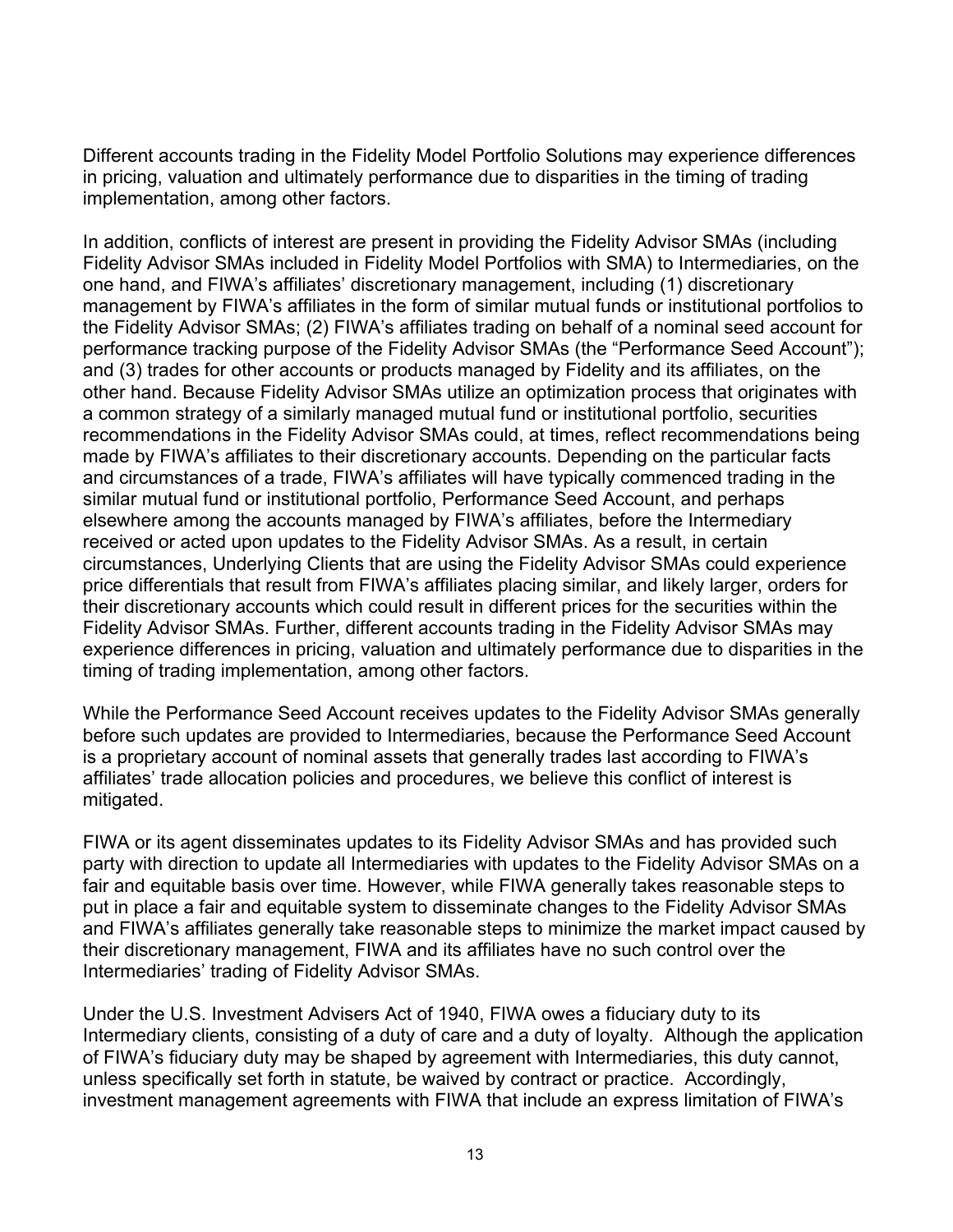Different accounts trading in the Fidelity Model Portfolio Solutions may experience differences in pricing, valuation and ultimately performance due to disparities in the timing of trading implementation, among other factors.

In addition, conflicts of interest are present in providing the Fidelity Advisor SMAs (including Fidelity Advisor SMAs included in Fidelity Model Portfolios with SMA) to Intermediaries, on the one hand, and FIWA's affiliates' discretionary management, including (1) discretionary management by FIWA's affiliates in the form of similar mutual funds or institutional portfolios to the Fidelity Advisor SMAs; (2) FIWA's affiliates trading on behalf of a nominal seed account for performance tracking purpose of the Fidelity Advisor SMAs (the "Performance Seed Account"); and (3) trades for other accounts or products managed by Fidelity and its affiliates, on the other hand. Because Fidelity Advisor SMAs utilize an optimization process that originates with a common strategy of a similarly managed mutual fund or institutional portfolio, securities recommendations in the Fidelity Advisor SMAs could, at times, reflect recommendations being made by FIWA's affiliates to their discretionary accounts. Depending on the particular facts and circumstances of a trade, FIWA's affiliates will have typically commenced trading in the similar mutual fund or institutional portfolio, Performance Seed Account, and perhaps elsewhere among the accounts managed by FIWA's affiliates, before the Intermediary received or acted upon updates to the Fidelity Advisor SMAs. As a result, in certain circumstances, Underlying Clients that are using the Fidelity Advisor SMAs could experience price differentials that result from FIWA's affiliates placing similar, and likely larger, orders for their discretionary accounts which could result in different prices for the securities within the Fidelity Advisor SMAs. Further, different accounts trading in the Fidelity Advisor SMAs may experience differences in pricing, valuation and ultimately performance due to disparities in the timing of trading implementation, among other factors.

While the Performance Seed Account receives updates to the Fidelity Advisor SMAs generally before such updates are provided to Intermediaries, because the Performance Seed Account is a proprietary account of nominal assets that generally trades last according to FIWA's affiliates' trade allocation policies and procedures, we believe this conflict of interest is mitigated.

FIWA or its agent disseminates updates to its Fidelity Advisor SMAs and has provided such party with direction to update all Intermediaries with updates to the Fidelity Advisor SMAs on a fair and equitable basis over time. However, while FIWA generally takes reasonable steps to put in place a fair and equitable system to disseminate changes to the Fidelity Advisor SMAs and FIWA's affiliates generally take reasonable steps to minimize the market impact caused by their discretionary management, FIWA and its affiliates have no such control over the Intermediaries' trading of Fidelity Advisor SMAs.

Under the U.S. Investment Advisers Act of 1940, FIWA owes a fiduciary duty to its Intermediary clients, consisting of a duty of care and a duty of loyalty. Although the application of FIWA's fiduciary duty may be shaped by agreement with Intermediaries, this duty cannot, unless specifically set forth in statute, be waived by contract or practice. Accordingly, investment management agreements with FIWA that include an express limitation of FIWA's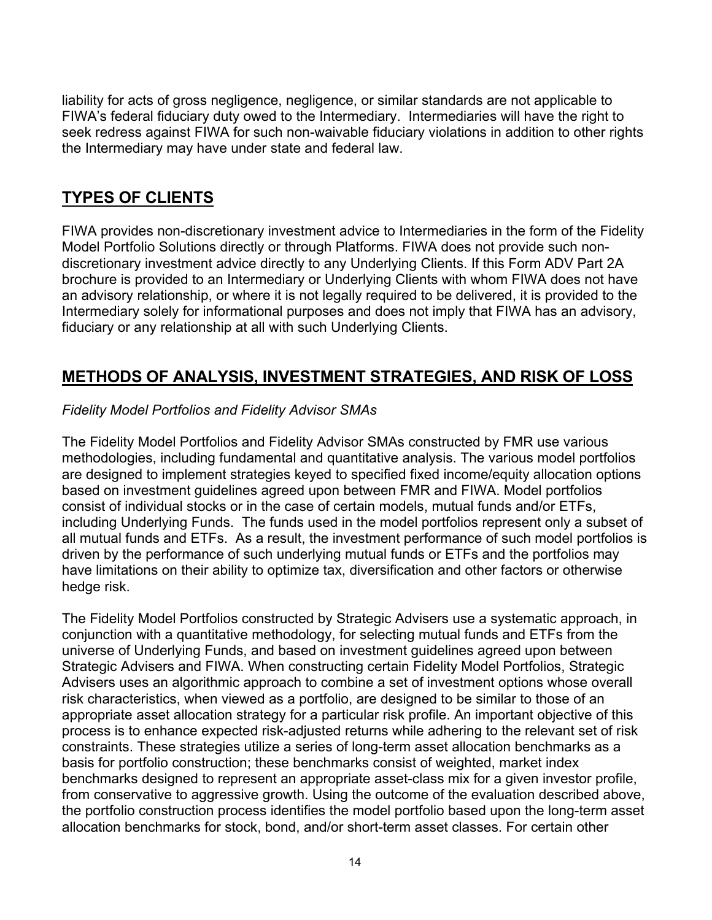liability for acts of gross negligence, negligence, or similar standards are not applicable to FIWA's federal fiduciary duty owed to the Intermediary. Intermediaries will have the right to seek redress against FIWA for such non-waivable fiduciary violations in addition to other rights the Intermediary may have under state and federal law.

## TYPES OF CLIENTS

FIWA provides non-discretionary investment advice to Intermediaries in the form of the Fidelity Model Portfolio Solutions directly or through Platforms. FIWA does not provide such non-discretionary investment advice directly to any Underlying Clients. If this Form ADV Part 2A brochure is provided to an Intermediary or Underlying Clients with whom FIWA does not have an advisory relationship, or where it is not legally required to be delivered, it is provided to the Intermediary solely for informational purposes and does not imply that FIWA has an advisory, fiduciary or any relationship at all with such Underlying Clients.

## METHODS OF ANALYSIS, INVESTMENT STRATEGIES, AND RISK OF LOSS

*Fidelity Model Portfolios and Fidelity Advisor SMAs*

The Fidelity Model Portfolios and Fidelity Advisor SMAs constructed by FMR use various methodologies, including fundamental and quantitative analysis. The various model portfolios are designed to implement strategies keyed to specified fixed income/equity allocation options based on investment guidelines agreed upon between FMR and FIWA. Model portfolios consist of individual stocks or in the case of certain models, mutual funds and/or ETFs, including Underlying Funds. The funds used in the model portfolios represent only a subset of all mutual funds and ETFs. As a result, the investment performance of such model portfolios is driven by the performance of such underlying mutual funds or ETFs and the portfolios may have limitations on their ability to optimize tax, diversification and other factors or otherwise hedge risk.

The Fidelity Model Portfolios constructed by Strategic Advisers use a systematic approach, in conjunction with a quantitative methodology, for selecting mutual funds and ETFs from the universe of Underlying Funds, and based on investment guidelines agreed upon between Strategic Advisers and FIWA. When constructing certain Fidelity Model Portfolios, Strategic Advisers uses an algorithmic approach to combine a set of investment options whose overall risk characteristics, when viewed as a portfolio, are designed to be similar to those of an appropriate asset allocation strategy for a particular risk profile. An important objective of this process is to enhance expected risk-adjusted returns while adhering to the relevant set of risk constraints. These strategies utilize a series of long-term asset allocation benchmarks as a basis for portfolio construction; these benchmarks consist of weighted, market index benchmarks designed to represent an appropriate asset-class mix for a given investor profile, from conservative to aggressive growth. Using the outcome of the evaluation described above, the portfolio construction process identifies the model portfolio based upon the long-term asset allocation benchmarks for stock, bond, and/or short-term asset classes. For certain other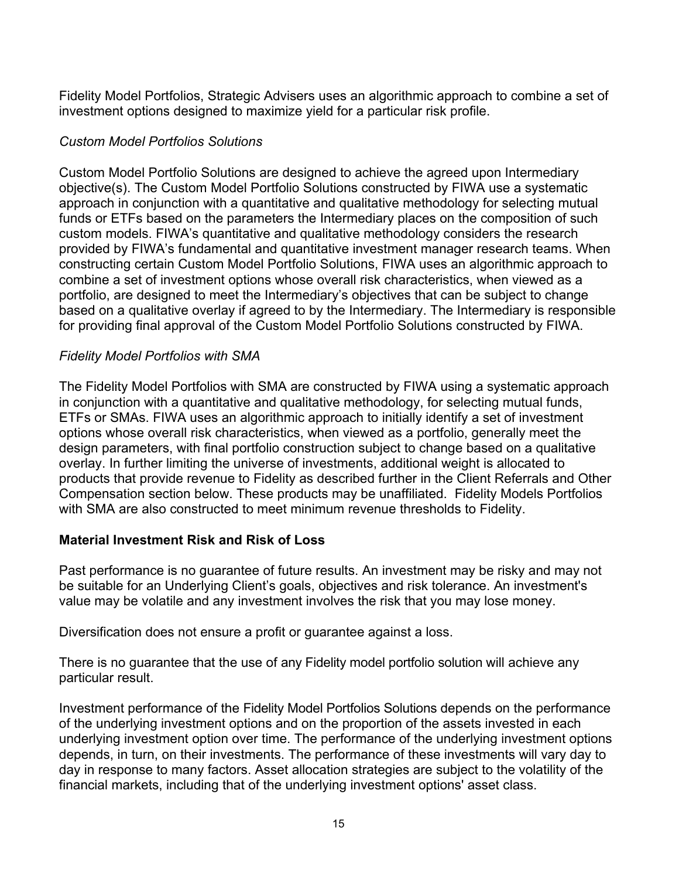Fidelity Model Portfolios, Strategic Advisers uses an algorithmic approach to combine a set of investment options designed to maximize yield for a particular risk profile.

*Custom Model Portfolios Solutions*

Custom Model Portfolio Solutions are designed to achieve the agreed upon Intermediary objective(s). The Custom Model Portfolio Solutions constructed by FIWA use a systematic approach in conjunction with a quantitative and qualitative methodology for selecting mutual funds or ETFs based on the parameters the Intermediary places on the composition of such custom models. FIWA's quantitative and qualitative methodology considers the research provided by FIWA's fundamental and quantitative investment manager research teams. When constructing certain Custom Model Portfolio Solutions, FIWA uses an algorithmic approach to combine a set of investment options whose overall risk characteristics, when viewed as a portfolio, are designed to meet the Intermediary's objectives that can be subject to change based on a qualitative overlay if agreed to by the Intermediary. The Intermediary is responsible for providing final approval of the Custom Model Portfolio Solutions constructed by FIWA.

*Fidelity Model Portfolios with SMA*

The Fidelity Model Portfolios with SMA are constructed by FIWA using a systematic approach in conjunction with a quantitative and qualitative methodology, for selecting mutual funds, ETFs or SMAs. FIWA uses an algorithmic approach to initially identify a set of investment options whose overall risk characteristics, when viewed as a portfolio, generally meet the design parameters, with final portfolio construction subject to change based on a qualitative overlay. In further limiting the universe of investments, additional weight is allocated to products that provide revenue to Fidelity as described further in the Client Referrals and Other Compensation section below. These products may be unaffiliated. Fidelity Models Portfolios with SMA are also constructed to meet minimum revenue thresholds to Fidelity.

**Material Investment Risk and Risk of Loss**

Past performance is no guarantee of future results. An investment may be risky and may not be suitable for an Underlying Client's goals, objectives and risk tolerance. An investment's value may be volatile and any investment involves the risk that you may lose money.

Diversification does not ensure a profit or guarantee against a loss.

There is no guarantee that the use of any Fidelity model portfolio solution will achieve any particular result.

Investment performance of the Fidelity Model Portfolios Solutions depends on the performance of the underlying investment options and on the proportion of the assets invested in each underlying investment option over time. The performance of the underlying investment options depends, in turn, on their investments. The performance of these investments will vary day to day in response to many factors. Asset allocation strategies are subject to the volatility of the financial markets, including that of the underlying investment options' asset class.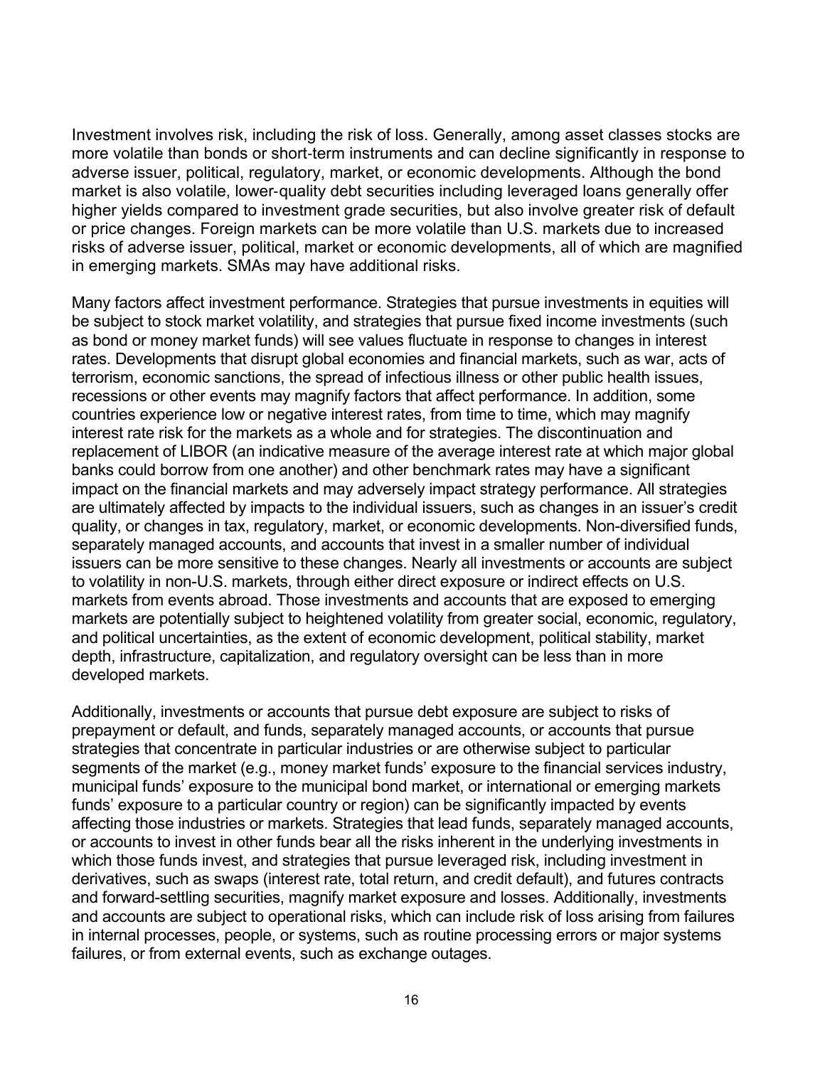Investment involves risk, including the risk of loss. Generally, among asset classes stocks are more volatile than bonds or short-term instruments and can decline significantly in response to adverse issuer, political, regulatory, market, or economic developments. Although the bond market is also volatile, lower-quality debt securities including leveraged loans generally offer higher yields compared to investment grade securities, but also involve greater risk of default or price changes. Foreign markets can be more volatile than U.S. markets due to increased risks of adverse issuer, political, market or economic developments, all of which are magnified in emerging markets. SMAs may have additional risks.

Many factors affect investment performance. Strategies that pursue investments in equities will be subject to stock market volatility, and strategies that pursue fixed income investments (such as bond or money market funds) will see values fluctuate in response to changes in interest rates. Developments that disrupt global economies and financial markets, such as war, acts of terrorism, economic sanctions, the spread of infectious illness or other public health issues, recessions or other events may magnify factors that affect performance. In addition, some countries experience low or negative interest rates, from time to time, which may magnify interest rate risk for the markets as a whole and for strategies. The discontinuation and replacement of LIBOR (an indicative measure of the average interest rate at which major global banks could borrow from one another) and other benchmark rates may have a significant impact on the financial markets and may adversely impact strategy performance. All strategies are ultimately affected by impacts to the individual issuers, such as changes in an issuer's credit quality, or changes in tax, regulatory, market, or economic developments. Non-diversified funds, separately managed accounts, and accounts that invest in a smaller number of individual issuers can be more sensitive to these changes. Nearly all investments or accounts are subject to volatility in non-U.S. markets, through either direct exposure or indirect effects on U.S. markets from events abroad. Those investments and accounts that are exposed to emerging markets are potentially subject to heightened volatility from greater social, economic, regulatory, and political uncertainties, as the extent of economic development, political stability, market depth, infrastructure, capitalization, and regulatory oversight can be less than in more developed markets.

Additionally, investments or accounts that pursue debt exposure are subject to risks of prepayment or default, and funds, separately managed accounts, or accounts that pursue strategies that concentrate in particular industries or are otherwise subject to particular segments of the market (e.g., money market funds' exposure to the financial services industry, municipal funds' exposure to the municipal bond market, or international or emerging markets funds' exposure to a particular country or region) can be significantly impacted by events affecting those industries or markets. Strategies that lead funds, separately managed accounts, or accounts to invest in other funds bear all the risks inherent in the underlying investments in which those funds invest, and strategies that pursue leveraged risk, including investment in derivatives, such as swaps (interest rate, total return, and credit default), and futures contracts and forward-settling securities, magnify market exposure and losses. Additionally, investments and accounts are subject to operational risks, which can include risk of loss arising from failures in internal processes, people, or systems, such as routine processing errors or major systems failures, or from external events, such as exchange outages.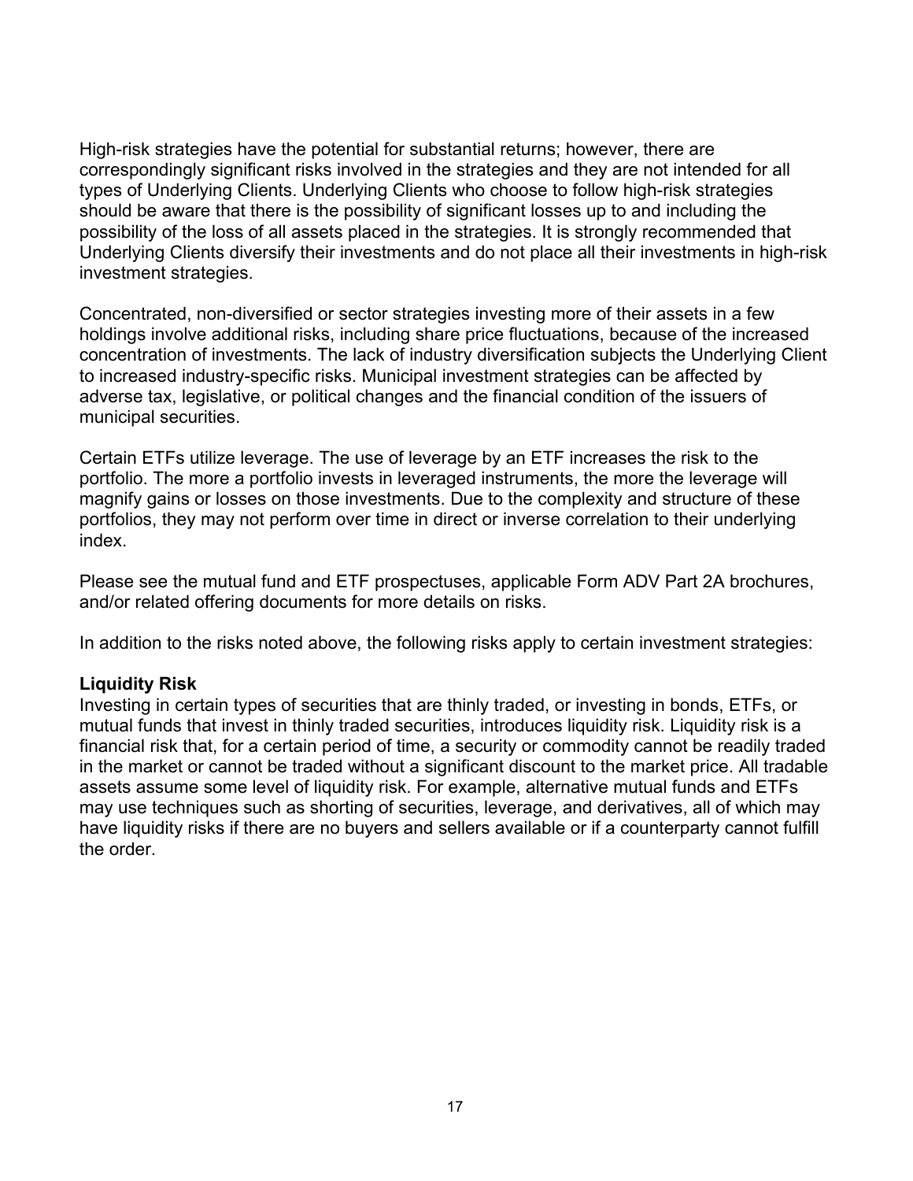High-risk strategies have the potential for substantial returns; however, there are correspondingly significant risks involved in the strategies and they are not intended for all types of Underlying Clients. Underlying Clients who choose to follow high-risk strategies should be aware that there is the possibility of significant losses up to and including the possibility of the loss of all assets placed in the strategies. It is strongly recommended that Underlying Clients diversify their investments and do not place all their investments in high-risk investment strategies.

Concentrated, non-diversified or sector strategies investing more of their assets in a few holdings involve additional risks, including share price fluctuations, because of the increased concentration of investments. The lack of industry diversification subjects the Underlying Client to increased industry-specific risks. Municipal investment strategies can be affected by adverse tax, legislative, or political changes and the financial condition of the issuers of municipal securities.

Certain ETFs utilize leverage. The use of leverage by an ETF increases the risk to the portfolio. The more a portfolio invests in leveraged instruments, the more the leverage will magnify gains or losses on those investments. Due to the complexity and structure of these portfolios, they may not perform over time in direct or inverse correlation to their underlying index.

Please see the mutual fund and ETF prospectuses, applicable Form ADV Part 2A brochures, and/or related offering documents for more details on risks.

In addition to the risks noted above, the following risks apply to certain investment strategies:

**Liquidity Risk**

Investing in certain types of securities that are thinly traded, or investing in bonds, ETFs, or mutual funds that invest in thinly traded securities, introduces liquidity risk. Liquidity risk is a financial risk that, for a certain period of time, a security or commodity cannot be readily traded in the market or cannot be traded without a significant discount to the market price. All tradable assets assume some level of liquidity risk. For example, alternative mutual funds and ETFs may use techniques such as shorting of securities, leverage, and derivatives, all of which may have liquidity risks if there are no buyers and sellers available or if a counterparty cannot fulfill the order.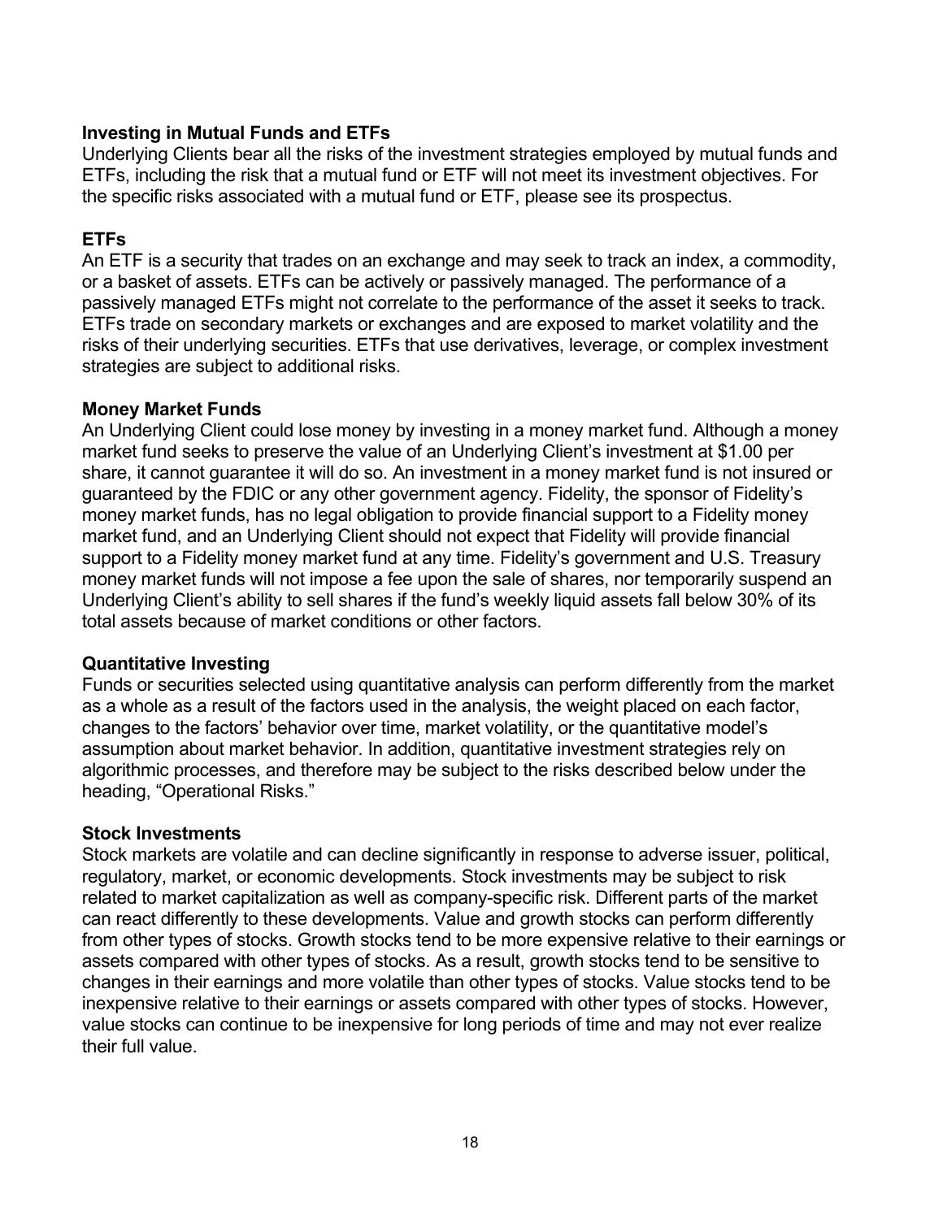**Investing in Mutual Funds and ETFs**

Underlying Clients bear all the risks of the investment strategies employed by mutual funds and ETFs, including the risk that a mutual fund or ETF will not meet its investment objectives. For the specific risks associated with a mutual fund or ETF, please see its prospectus.

**ETFs**

An ETF is a security that trades on an exchange and may seek to track an index, a commodity, or a basket of assets. ETFs can be actively or passively managed. The performance of a passively managed ETFs might not correlate to the performance of the asset it seeks to track. ETFs trade on secondary markets or exchanges and are exposed to market volatility and the risks of their underlying securities. ETFs that use derivatives, leverage, or complex investment strategies are subject to additional risks.

**Money Market Funds**

An Underlying Client could lose money by investing in a money market fund. Although a money market fund seeks to preserve the value of an Underlying Client's investment at $1.00 per share, it cannot guarantee it will do so. An investment in a money market fund is not insured or guaranteed by the FDIC or any other government agency. Fidelity, the sponsor of Fidelity's money market funds, has no legal obligation to provide financial support to a Fidelity money market fund, and an Underlying Client should not expect that Fidelity will provide financial support to a Fidelity money market fund at any time. Fidelity's government and U.S. Treasury money market funds will not impose a fee upon the sale of shares, nor temporarily suspend an Underlying Client's ability to sell shares if the fund's weekly liquid assets fall below 30% of its total assets because of market conditions or other factors.

**Quantitative Investing**

Funds or securities selected using quantitative analysis can perform differently from the market as a whole as a result of the factors used in the analysis, the weight placed on each factor, changes to the factors' behavior over time, market volatility, or the quantitative model's assumption about market behavior. In addition, quantitative investment strategies rely on algorithmic processes, and therefore may be subject to the risks described below under the heading, "Operational Risks."

**Stock Investments**

Stock markets are volatile and can decline significantly in response to adverse issuer, political, regulatory, market, or economic developments. Stock investments may be subject to risk related to market capitalization as well as company-specific risk. Different parts of the market can react differently to these developments. Value and growth stocks can perform differently from other types of stocks. Growth stocks tend to be more expensive relative to their earnings or assets compared with other types of stocks. As a result, growth stocks tend to be sensitive to changes in their earnings and more volatile than other types of stocks. Value stocks tend to be inexpensive relative to their earnings or assets compared with other types of stocks. However, value stocks can continue to be inexpensive for long periods of time and may not ever realize their full value.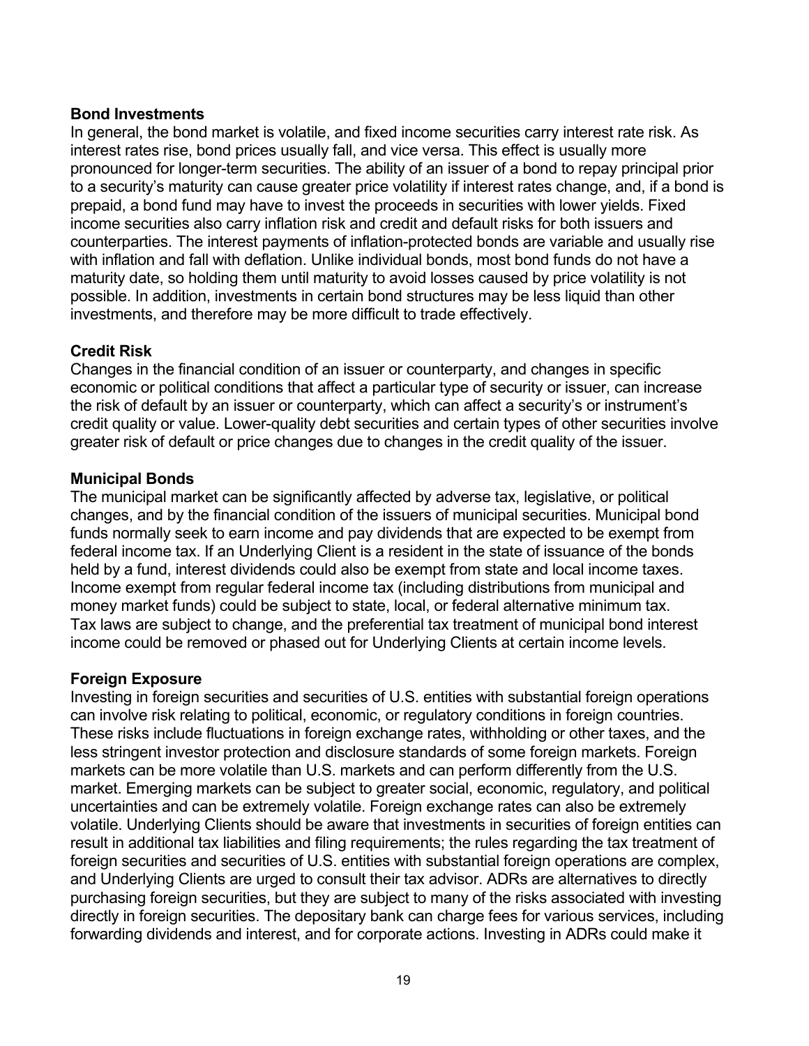**Bond Investments**

In general, the bond market is volatile, and fixed income securities carry interest rate risk. As interest rates rise, bond prices usually fall, and vice versa. This effect is usually more pronounced for longer-term securities. The ability of an issuer of a bond to repay principal prior to a security's maturity can cause greater price volatility if interest rates change, and, if a bond is prepaid, a bond fund may have to invest the proceeds in securities with lower yields. Fixed income securities also carry inflation risk and credit and default risks for both issuers and counterparties. The interest payments of inflation-protected bonds are variable and usually rise with inflation and fall with deflation. Unlike individual bonds, most bond funds do not have a maturity date, so holding them until maturity to avoid losses caused by price volatility is not possible. In addition, investments in certain bond structures may be less liquid than other investments, and therefore may be more difficult to trade effectively.

**Credit Risk**

Changes in the financial condition of an issuer or counterparty, and changes in specific economic or political conditions that affect a particular type of security or issuer, can increase the risk of default by an issuer or counterparty, which can affect a security's or instrument's credit quality or value. Lower-quality debt securities and certain types of other securities involve greater risk of default or price changes due to changes in the credit quality of the issuer.

**Municipal Bonds**

The municipal market can be significantly affected by adverse tax, legislative, or political changes, and by the financial condition of the issuers of municipal securities. Municipal bond funds normally seek to earn income and pay dividends that are expected to be exempt from federal income tax. If an Underlying Client is a resident in the state of issuance of the bonds held by a fund, interest dividends could also be exempt from state and local income taxes. Income exempt from regular federal income tax (including distributions from municipal and money market funds) could be subject to state, local, or federal alternative minimum tax. Tax laws are subject to change, and the preferential tax treatment of municipal bond interest income could be removed or phased out for Underlying Clients at certain income levels.

**Foreign Exposure**

Investing in foreign securities and securities of U.S. entities with substantial foreign operations can involve risk relating to political, economic, or regulatory conditions in foreign countries. These risks include fluctuations in foreign exchange rates, withholding or other taxes, and the less stringent investor protection and disclosure standards of some foreign markets. Foreign markets can be more volatile than U.S. markets and can perform differently from the U.S. market. Emerging markets can be subject to greater social, economic, regulatory, and political uncertainties and can be extremely volatile. Foreign exchange rates can also be extremely volatile. Underlying Clients should be aware that investments in securities of foreign entities can result in additional tax liabilities and filing requirements; the rules regarding the tax treatment of foreign securities and securities of U.S. entities with substantial foreign operations are complex, and Underlying Clients are urged to consult their tax advisor. ADRs are alternatives to directly purchasing foreign securities, but they are subject to many of the risks associated with investing directly in foreign securities. The depositary bank can charge fees for various services, including forwarding dividends and interest, and for corporate actions. Investing in ADRs could make it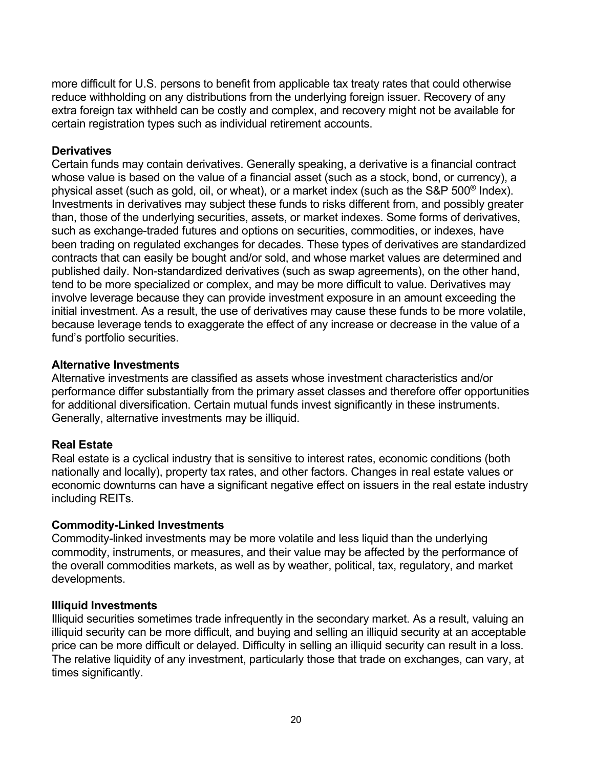more difficult for U.S. persons to benefit from applicable tax treaty rates that could otherwise reduce withholding on any distributions from the underlying foreign issuer. Recovery of any extra foreign tax withheld can be costly and complex, and recovery might not be available for certain registration types such as individual retirement accounts.

**Derivatives**

Certain funds may contain derivatives. Generally speaking, a derivative is a financial contract whose value is based on the value of a financial asset (such as a stock, bond, or currency), a physical asset (such as gold, oil, or wheat), or a market index (such as the S&P 500® Index). Investments in derivatives may subject these funds to risks different from, and possibly greater than, those of the underlying securities, assets, or market indexes. Some forms of derivatives, such as exchange-traded futures and options on securities, commodities, or indexes, have been trading on regulated exchanges for decades. These types of derivatives are standardized contracts that can easily be bought and/or sold, and whose market values are determined and published daily. Non-standardized derivatives (such as swap agreements), on the other hand, tend to be more specialized or complex, and may be more difficult to value. Derivatives may involve leverage because they can provide investment exposure in an amount exceeding the initial investment. As a result, the use of derivatives may cause these funds to be more volatile, because leverage tends to exaggerate the effect of any increase or decrease in the value of a fund's portfolio securities.

**Alternative Investments**

Alternative investments are classified as assets whose investment characteristics and/or performance differ substantially from the primary asset classes and therefore offer opportunities for additional diversification. Certain mutual funds invest significantly in these instruments. Generally, alternative investments may be illiquid.

**Real Estate**

Real estate is a cyclical industry that is sensitive to interest rates, economic conditions (both nationally and locally), property tax rates, and other factors. Changes in real estate values or economic downturns can have a significant negative effect on issuers in the real estate industry including REITs.

**Commodity-Linked Investments**

Commodity-linked investments may be more volatile and less liquid than the underlying commodity, instruments, or measures, and their value may be affected by the performance of the overall commodities markets, as well as by weather, political, tax, regulatory, and market developments.

**Illiquid Investments**

Illiquid securities sometimes trade infrequently in the secondary market. As a result, valuing an illiquid security can be more difficult, and buying and selling an illiquid security at an acceptable price can be more difficult or delayed. Difficulty in selling an illiquid security can result in a loss. The relative liquidity of any investment, particularly those that trade on exchanges, can vary, at times significantly.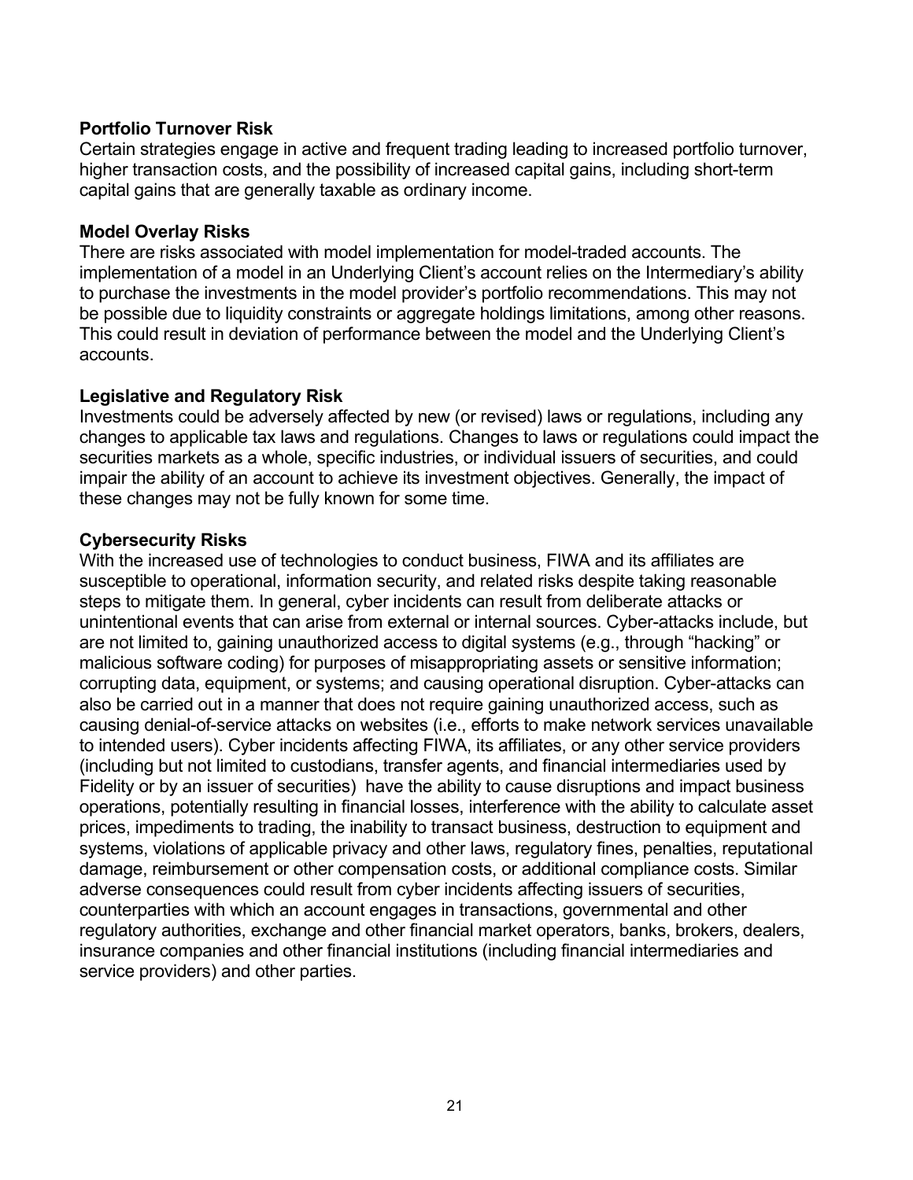**Portfolio Turnover Risk**
Certain strategies engage in active and frequent trading leading to increased portfolio turnover, higher transaction costs, and the possibility of increased capital gains, including short-term capital gains that are generally taxable as ordinary income.

**Model Overlay Risks**
There are risks associated with model implementation for model-traded accounts. The implementation of a model in an Underlying Client's account relies on the Intermediary's ability to purchase the investments in the model provider's portfolio recommendations. This may not be possible due to liquidity constraints or aggregate holdings limitations, among other reasons. This could result in deviation of performance between the model and the Underlying Client's accounts.

**Legislative and Regulatory Risk**
Investments could be adversely affected by new (or revised) laws or regulations, including any changes to applicable tax laws and regulations. Changes to laws or regulations could impact the securities markets as a whole, specific industries, or individual issuers of securities, and could impair the ability of an account to achieve its investment objectives. Generally, the impact of these changes may not be fully known for some time.

**Cybersecurity Risks**
With the increased use of technologies to conduct business, FIWA and its affiliates are susceptible to operational, information security, and related risks despite taking reasonable steps to mitigate them. In general, cyber incidents can result from deliberate attacks or unintentional events that can arise from external or internal sources. Cyber-attacks include, but are not limited to, gaining unauthorized access to digital systems (e.g., through "hacking" or malicious software coding) for purposes of misappropriating assets or sensitive information; corrupting data, equipment, or systems; and causing operational disruption. Cyber-attacks can also be carried out in a manner that does not require gaining unauthorized access, such as causing denial-of-service attacks on websites (i.e., efforts to make network services unavailable to intended users). Cyber incidents affecting FIWA, its affiliates, or any other service providers (including but not limited to custodians, transfer agents, and financial intermediaries used by Fidelity or by an issuer of securities) have the ability to cause disruptions and impact business operations, potentially resulting in financial losses, interference with the ability to calculate asset prices, impediments to trading, the inability to transact business, destruction to equipment and systems, violations of applicable privacy and other laws, regulatory fines, penalties, reputational damage, reimbursement or other compensation costs, or additional compliance costs. Similar adverse consequences could result from cyber incidents affecting issuers of securities, counterparties with which an account engages in transactions, governmental and other regulatory authorities, exchange and other financial market operators, banks, brokers, dealers, insurance companies and other financial institutions (including financial intermediaries and service providers) and other parties.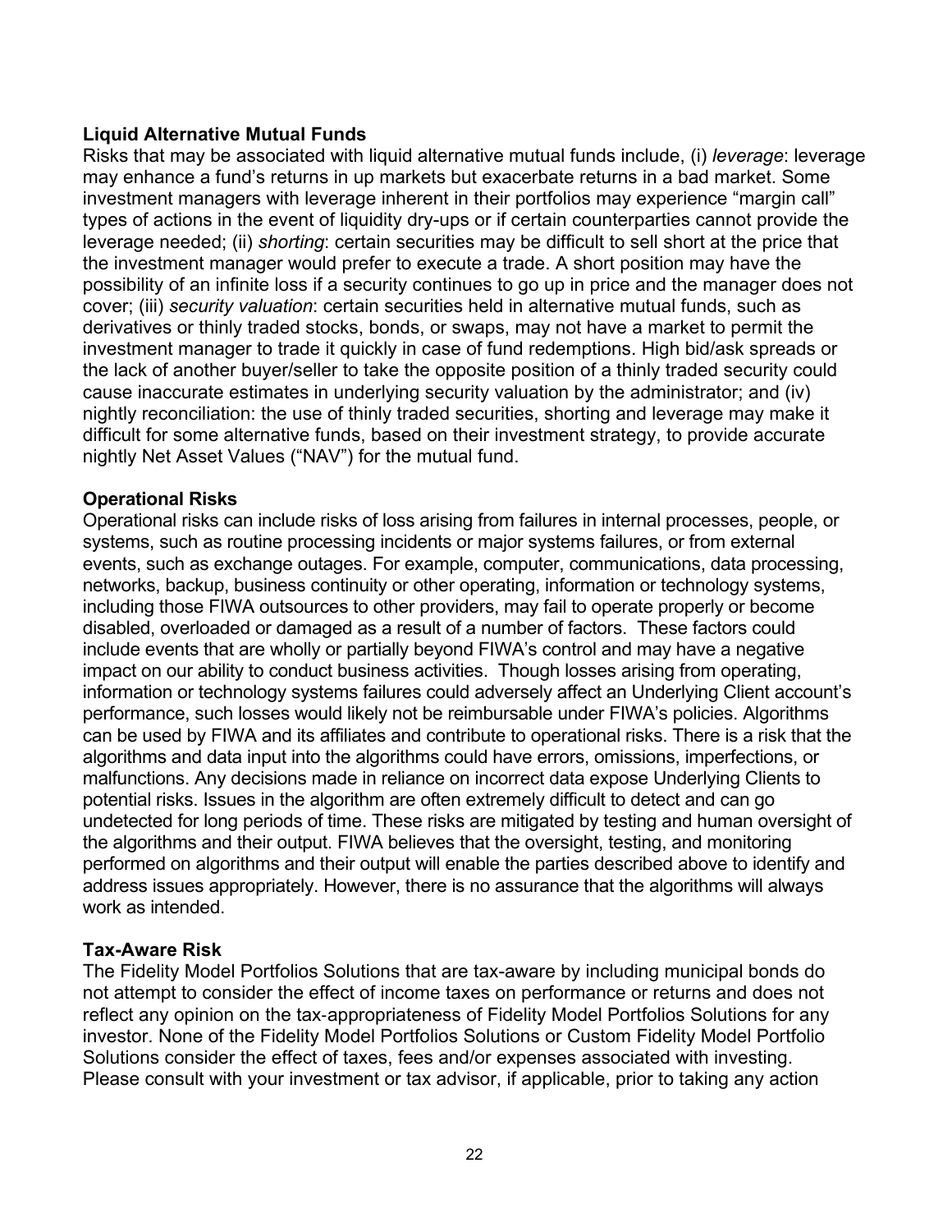**Liquid Alternative Mutual Funds**

Risks that may be associated with liquid alternative mutual funds include, (i) *leverage*: leverage may enhance a fund's returns in up markets but exacerbate returns in a bad market. Some investment managers with leverage inherent in their portfolios may experience "margin call" types of actions in the event of liquidity dry-ups or if certain counterparties cannot provide the leverage needed; (ii) *shorting*: certain securities may be difficult to sell short at the price that the investment manager would prefer to execute a trade. A short position may have the possibility of an infinite loss if a security continues to go up in price and the manager does not cover; (iii) *security valuation*: certain securities held in alternative mutual funds, such as derivatives or thinly traded stocks, bonds, or swaps, may not have a market to permit the investment manager to trade it quickly in case of fund redemptions. High bid/ask spreads or the lack of another buyer/seller to take the opposite position of a thinly traded security could cause inaccurate estimates in underlying security valuation by the administrator; and (iv) nightly reconciliation: the use of thinly traded securities, shorting and leverage may make it difficult for some alternative funds, based on their investment strategy, to provide accurate nightly Net Asset Values ("NAV") for the mutual fund.

**Operational Risks**

Operational risks can include risks of loss arising from failures in internal processes, people, or systems, such as routine processing incidents or major systems failures, or from external events, such as exchange outages. For example, computer, communications, data processing, networks, backup, business continuity or other operating, information or technology systems, including those FIWA outsources to other providers, may fail to operate properly or become disabled, overloaded or damaged as a result of a number of factors. These factors could include events that are wholly or partially beyond FIWA's control and may have a negative impact on our ability to conduct business activities. Though losses arising from operating, information or technology systems failures could adversely affect an Underlying Client account's performance, such losses would likely not be reimbursable under FIWA's policies. Algorithms can be used by FIWA and its affiliates and contribute to operational risks. There is a risk that the algorithms and data input into the algorithms could have errors, omissions, imperfections, or malfunctions. Any decisions made in reliance on incorrect data expose Underlying Clients to potential risks. Issues in the algorithm are often extremely difficult to detect and can go undetected for long periods of time. These risks are mitigated by testing and human oversight of the algorithms and their output. FIWA believes that the oversight, testing, and monitoring performed on algorithms and their output will enable the parties described above to identify and address issues appropriately. However, there is no assurance that the algorithms will always work as intended.

**Tax-Aware Risk**

The Fidelity Model Portfolios Solutions that are tax-aware by including municipal bonds do not attempt to consider the effect of income taxes on performance or returns and does not reflect any opinion on the tax-appropriateness of Fidelity Model Portfolios Solutions for any investor. None of the Fidelity Model Portfolios Solutions or Custom Fidelity Model Portfolio Solutions consider the effect of taxes, fees and/or expenses associated with investing. Please consult with your investment or tax advisor, if applicable, prior to taking any action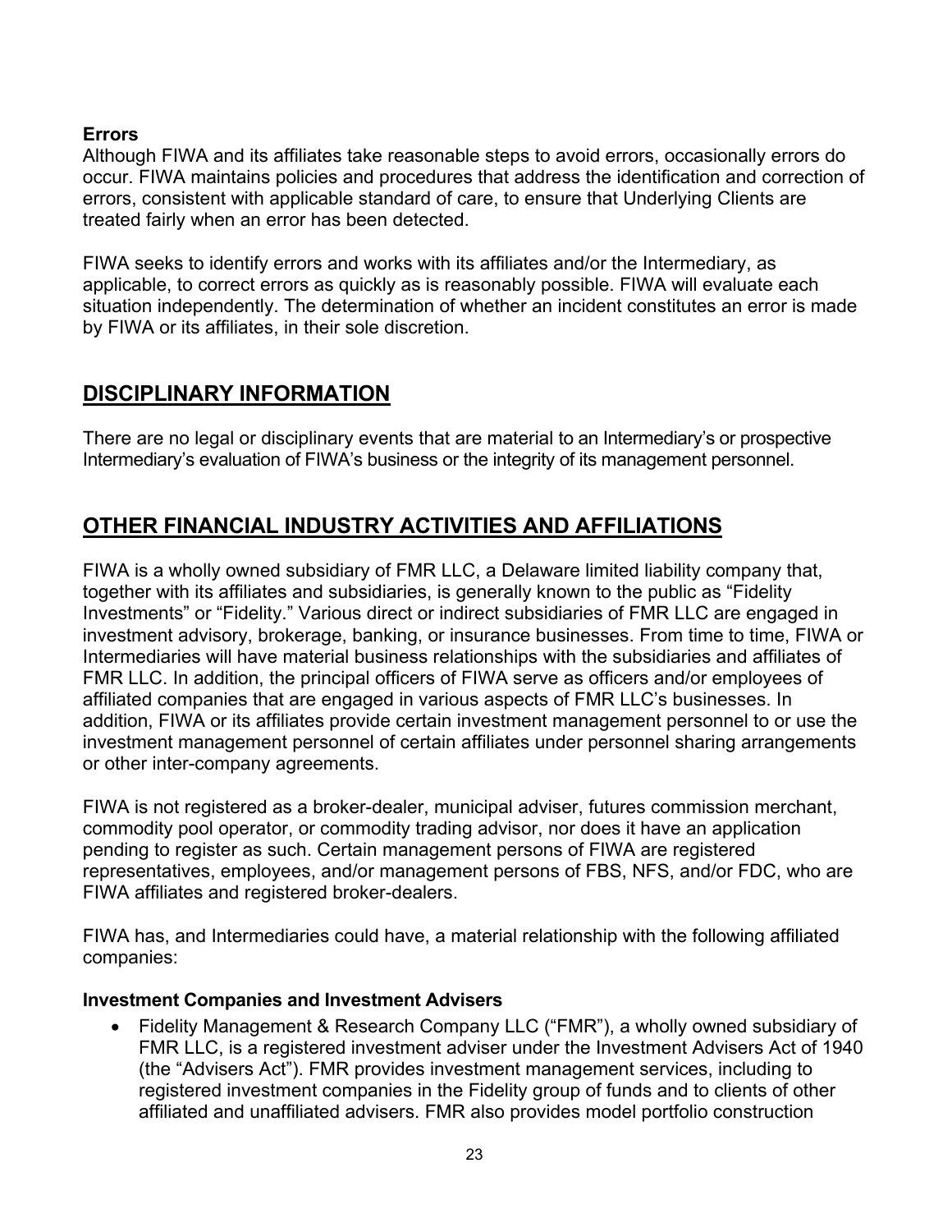**Errors**

Although FIWA and its affiliates take reasonable steps to avoid errors, occasionally errors do occur. FIWA maintains policies and procedures that address the identification and correction of errors, consistent with applicable standard of care, to ensure that Underlying Clients are treated fairly when an error has been detected.

FIWA seeks to identify errors and works with its affiliates and/or the Intermediary, as applicable, to correct errors as quickly as is reasonably possible. FIWA will evaluate each situation independently. The determination of whether an incident constitutes an error is made by FIWA or its affiliates, in their sole discretion.

## DISCIPLINARY INFORMATION

There are no legal or disciplinary events that are material to an Intermediary's or prospective Intermediary's evaluation of FIWA's business or the integrity of its management personnel.

## OTHER FINANCIAL INDUSTRY ACTIVITIES AND AFFILIATIONS

FIWA is a wholly owned subsidiary of FMR LLC, a Delaware limited liability company that, together with its affiliates and subsidiaries, is generally known to the public as "Fidelity Investments" or "Fidelity." Various direct or indirect subsidiaries of FMR LLC are engaged in investment advisory, brokerage, banking, or insurance businesses. From time to time, FIWA or Intermediaries will have material business relationships with the subsidiaries and affiliates of FMR LLC. In addition, the principal officers of FIWA serve as officers and/or employees of affiliated companies that are engaged in various aspects of FMR LLC's businesses. In addition, FIWA or its affiliates provide certain investment management personnel to or use the investment management personnel of certain affiliates under personnel sharing arrangements or other inter-company agreements.

FIWA is not registered as a broker-dealer, municipal adviser, futures commission merchant, commodity pool operator, or commodity trading advisor, nor does it have an application pending to register as such. Certain management persons of FIWA are registered representatives, employees, and/or management persons of FBS, NFS, and/or FDC, who are FIWA affiliates and registered broker-dealers.

FIWA has, and Intermediaries could have, a material relationship with the following affiliated companies:

**Investment Companies and Investment Advisers**

- Fidelity Management & Research Company LLC ("FMR"), a wholly owned subsidiary of FMR LLC, is a registered investment adviser under the Investment Advisers Act of 1940 (the "Advisers Act"). FMR provides investment management services, including to registered investment companies in the Fidelity group of funds and to clients of other affiliated and unaffiliated advisers. FMR also provides model portfolio construction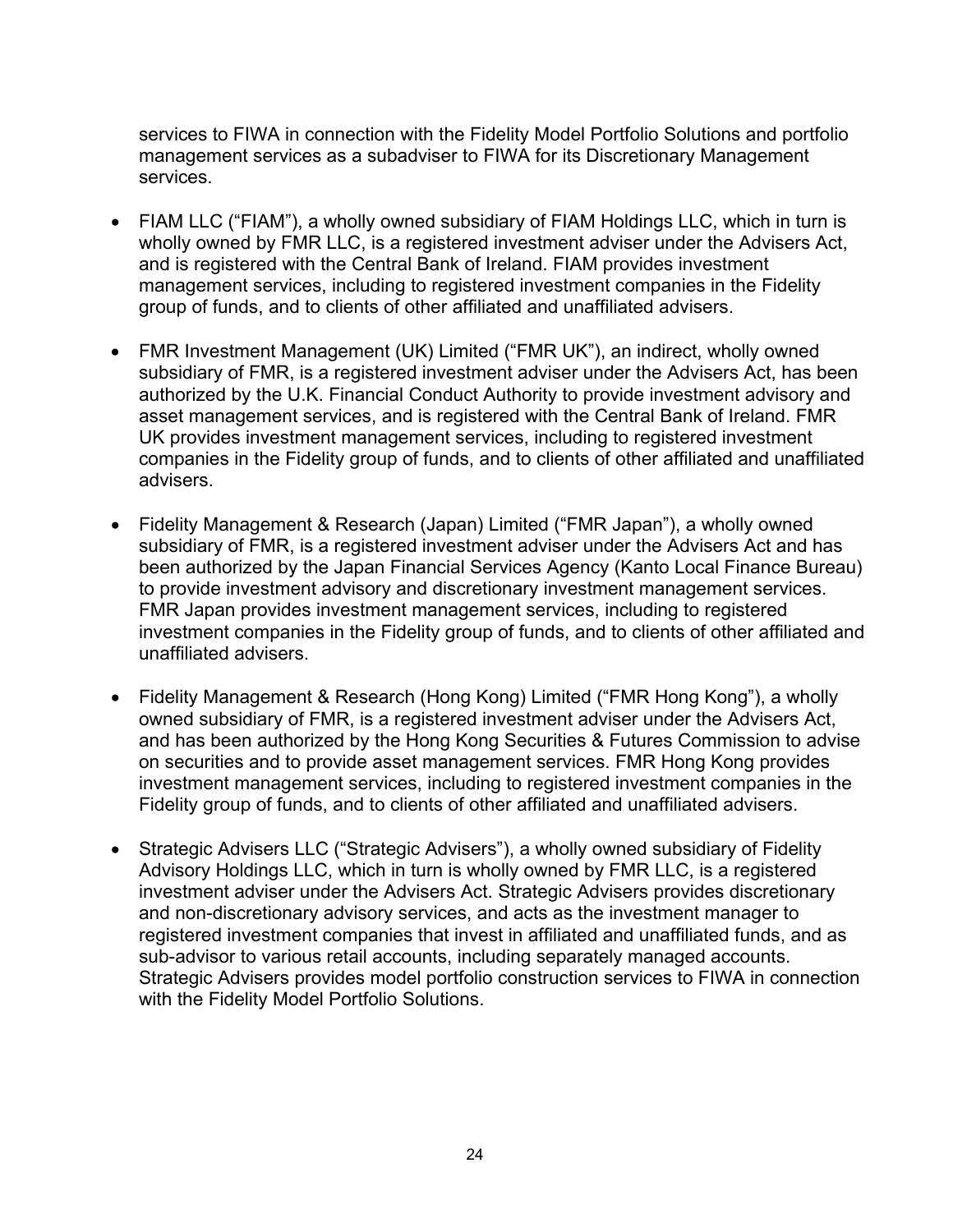services to FIWA in connection with the Fidelity Model Portfolio Solutions and portfolio management services as a subadviser to FIWA for its Discretionary Management services.

- FIAM LLC ("FIAM"), a wholly owned subsidiary of FIAM Holdings LLC, which in turn is wholly owned by FMR LLC, is a registered investment adviser under the Advisers Act, and is registered with the Central Bank of Ireland. FIAM provides investment management services, including to registered investment companies in the Fidelity group of funds, and to clients of other affiliated and unaffiliated advisers.

- FMR Investment Management (UK) Limited ("FMR UK"), an indirect, wholly owned subsidiary of FMR, is a registered investment adviser under the Advisers Act, has been authorized by the U.K. Financial Conduct Authority to provide investment advisory and asset management services, and is registered with the Central Bank of Ireland. FMR UK provides investment management services, including to registered investment companies in the Fidelity group of funds, and to clients of other affiliated and unaffiliated advisers.

- Fidelity Management & Research (Japan) Limited ("FMR Japan"), a wholly owned subsidiary of FMR, is a registered investment adviser under the Advisers Act and has been authorized by the Japan Financial Services Agency (Kanto Local Finance Bureau) to provide investment advisory and discretionary investment management services. FMR Japan provides investment management services, including to registered investment companies in the Fidelity group of funds, and to clients of other affiliated and unaffiliated advisers.

- Fidelity Management & Research (Hong Kong) Limited ("FMR Hong Kong"), a wholly owned subsidiary of FMR, is a registered investment adviser under the Advisers Act, and has been authorized by the Hong Kong Securities & Futures Commission to advise on securities and to provide asset management services. FMR Hong Kong provides investment management services, including to registered investment companies in the Fidelity group of funds, and to clients of other affiliated and unaffiliated advisers.

- Strategic Advisers LLC ("Strategic Advisers"), a wholly owned subsidiary of Fidelity Advisory Holdings LLC, which in turn is wholly owned by FMR LLC, is a registered investment adviser under the Advisers Act. Strategic Advisers provides discretionary and non-discretionary advisory services, and acts as the investment manager to registered investment companies that invest in affiliated and unaffiliated funds, and as sub-advisor to various retail accounts, including separately managed accounts. Strategic Advisers provides model portfolio construction services to FIWA in connection with the Fidelity Model Portfolio Solutions.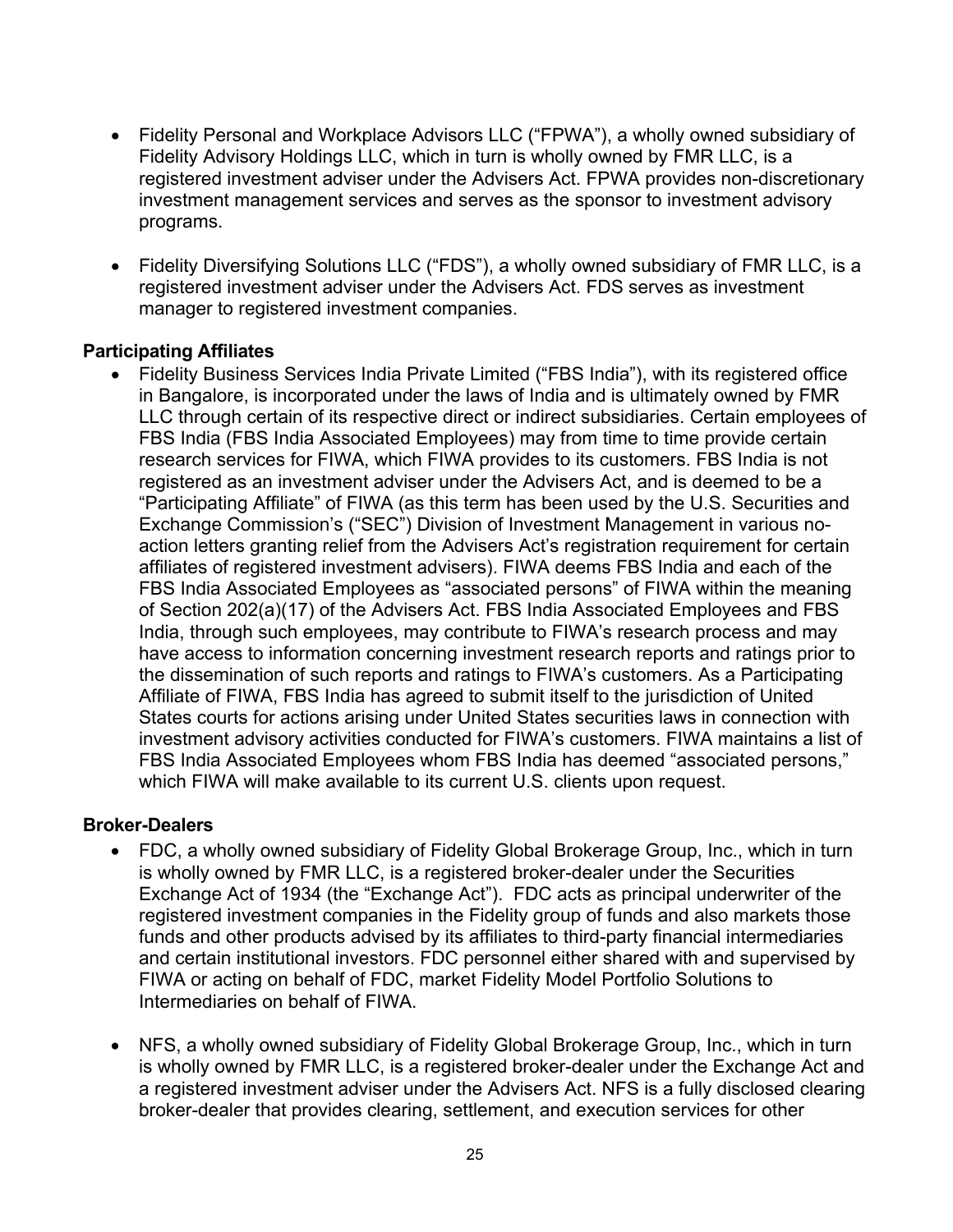- Fidelity Personal and Workplace Advisors LLC ("FPWA"), a wholly owned subsidiary of Fidelity Advisory Holdings LLC, which in turn is wholly owned by FMR LLC, is a registered investment adviser under the Advisers Act. FPWA provides non-discretionary investment management services and serves as the sponsor to investment advisory programs.

- Fidelity Diversifying Solutions LLC ("FDS"), a wholly owned subsidiary of FMR LLC, is a registered investment adviser under the Advisers Act. FDS serves as investment manager to registered investment companies.

**Participating Affiliates**

- Fidelity Business Services India Private Limited ("FBS India"), with its registered office in Bangalore, is incorporated under the laws of India and is ultimately owned by FMR LLC through certain of its respective direct or indirect subsidiaries. Certain employees of FBS India (FBS India Associated Employees) may from time to time provide certain research services for FIWA, which FIWA provides to its customers. FBS India is not registered as an investment adviser under the Advisers Act, and is deemed to be a "Participating Affiliate" of FIWA (as this term has been used by the U.S. Securities and Exchange Commission's ("SEC") Division of Investment Management in various no-action letters granting relief from the Advisers Act's registration requirement for certain affiliates of registered investment advisers). FIWA deems FBS India and each of the FBS India Associated Employees as "associated persons" of FIWA within the meaning of Section 202(a)(17) of the Advisers Act. FBS India Associated Employees and FBS India, through such employees, may contribute to FIWA's research process and may have access to information concerning investment research reports and ratings prior to the dissemination of such reports and ratings to FIWA's customers. As a Participating Affiliate of FIWA, FBS India has agreed to submit itself to the jurisdiction of United States courts for actions arising under United States securities laws in connection with investment advisory activities conducted for FIWA's customers. FIWA maintains a list of FBS India Associated Employees whom FBS India has deemed "associated persons," which FIWA will make available to its current U.S. clients upon request.

**Broker-Dealers**

- FDC, a wholly owned subsidiary of Fidelity Global Brokerage Group, Inc., which in turn is wholly owned by FMR LLC, is a registered broker-dealer under the Securities Exchange Act of 1934 (the "Exchange Act"). FDC acts as principal underwriter of the registered investment companies in the Fidelity group of funds and also markets those funds and other products advised by its affiliates to third-party financial intermediaries and certain institutional investors. FDC personnel either shared with and supervised by FIWA or acting on behalf of FDC, market Fidelity Model Portfolio Solutions to Intermediaries on behalf of FIWA.

- NFS, a wholly owned subsidiary of Fidelity Global Brokerage Group, Inc., which in turn is wholly owned by FMR LLC, is a registered broker-dealer under the Exchange Act and a registered investment adviser under the Advisers Act. NFS is a fully disclosed clearing broker-dealer that provides clearing, settlement, and execution services for other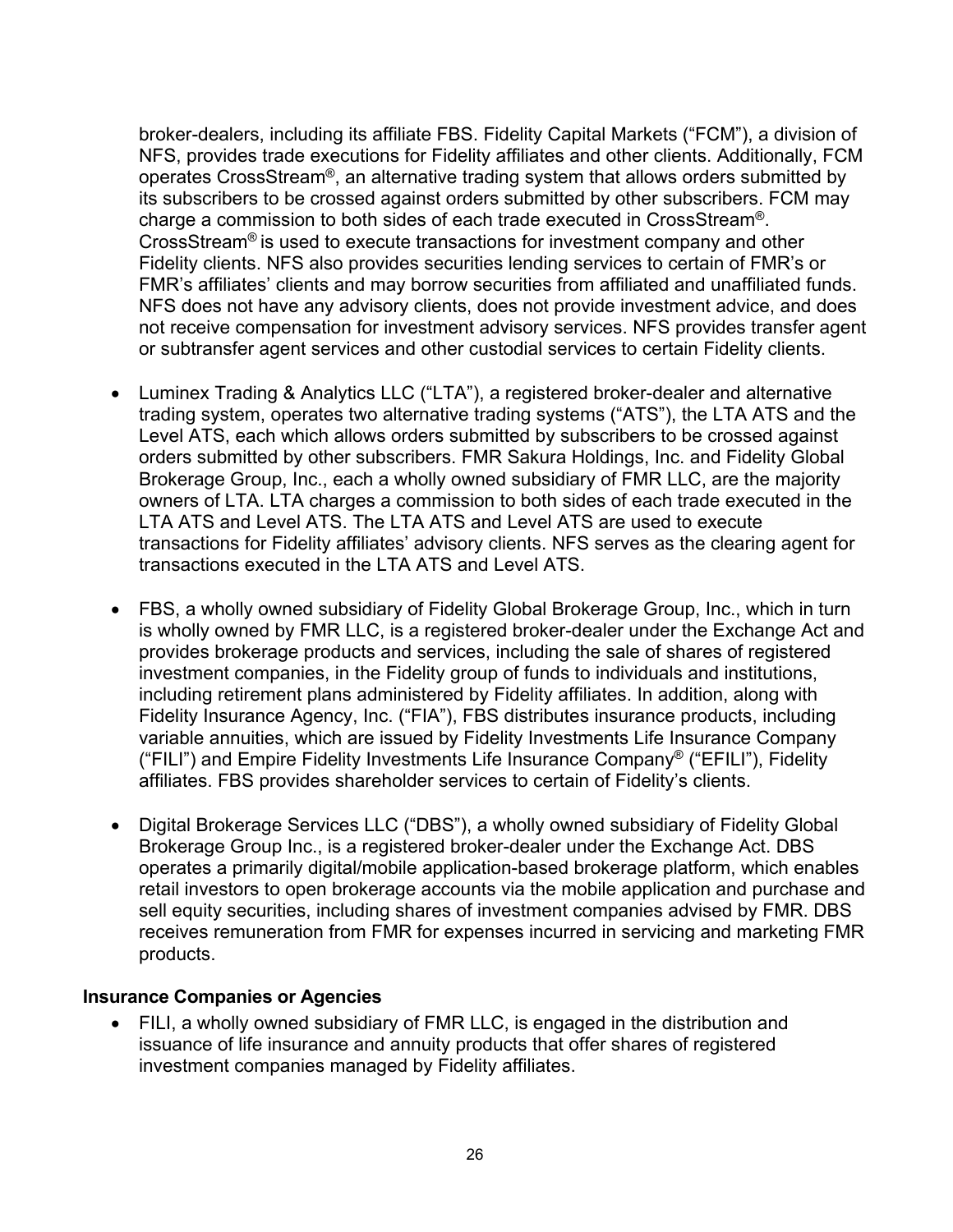broker-dealers, including its affiliate FBS. Fidelity Capital Markets ("FCM"), a division of NFS, provides trade executions for Fidelity affiliates and other clients. Additionally, FCM operates CrossStream®, an alternative trading system that allows orders submitted by its subscribers to be crossed against orders submitted by other subscribers. FCM may charge a commission to both sides of each trade executed in CrossStream®. CrossStream® is used to execute transactions for investment company and other Fidelity clients. NFS also provides securities lending services to certain of FMR's or FMR's affiliates' clients and may borrow securities from affiliated and unaffiliated funds. NFS does not have any advisory clients, does not provide investment advice, and does not receive compensation for investment advisory services. NFS provides transfer agent or subtransfer agent services and other custodial services to certain Fidelity clients.

- Luminex Trading & Analytics LLC ("LTA"), a registered broker-dealer and alternative trading system, operates two alternative trading systems ("ATS"), the LTA ATS and the Level ATS, each which allows orders submitted by subscribers to be crossed against orders submitted by other subscribers. FMR Sakura Holdings, Inc. and Fidelity Global Brokerage Group, Inc., each a wholly owned subsidiary of FMR LLC, are the majority owners of LTA. LTA charges a commission to both sides of each trade executed in the LTA ATS and Level ATS. The LTA ATS and Level ATS are used to execute transactions for Fidelity affiliates' advisory clients. NFS serves as the clearing agent for transactions executed in the LTA ATS and Level ATS.

- FBS, a wholly owned subsidiary of Fidelity Global Brokerage Group, Inc., which in turn is wholly owned by FMR LLC, is a registered broker-dealer under the Exchange Act and provides brokerage products and services, including the sale of shares of registered investment companies, in the Fidelity group of funds to individuals and institutions, including retirement plans administered by Fidelity affiliates. In addition, along with Fidelity Insurance Agency, Inc. ("FIA"), FBS distributes insurance products, including variable annuities, which are issued by Fidelity Investments Life Insurance Company ("FILI") and Empire Fidelity Investments Life Insurance Company® ("EFILI"), Fidelity affiliates. FBS provides shareholder services to certain of Fidelity's clients.

- Digital Brokerage Services LLC ("DBS"), a wholly owned subsidiary of Fidelity Global Brokerage Group Inc., is a registered broker-dealer under the Exchange Act. DBS operates a primarily digital/mobile application-based brokerage platform, which enables retail investors to open brokerage accounts via the mobile application and purchase and sell equity securities, including shares of investment companies advised by FMR. DBS receives remuneration from FMR for expenses incurred in servicing and marketing FMR products.

**Insurance Companies or Agencies**

- FILI, a wholly owned subsidiary of FMR LLC, is engaged in the distribution and issuance of life insurance and annuity products that offer shares of registered investment companies managed by Fidelity affiliates.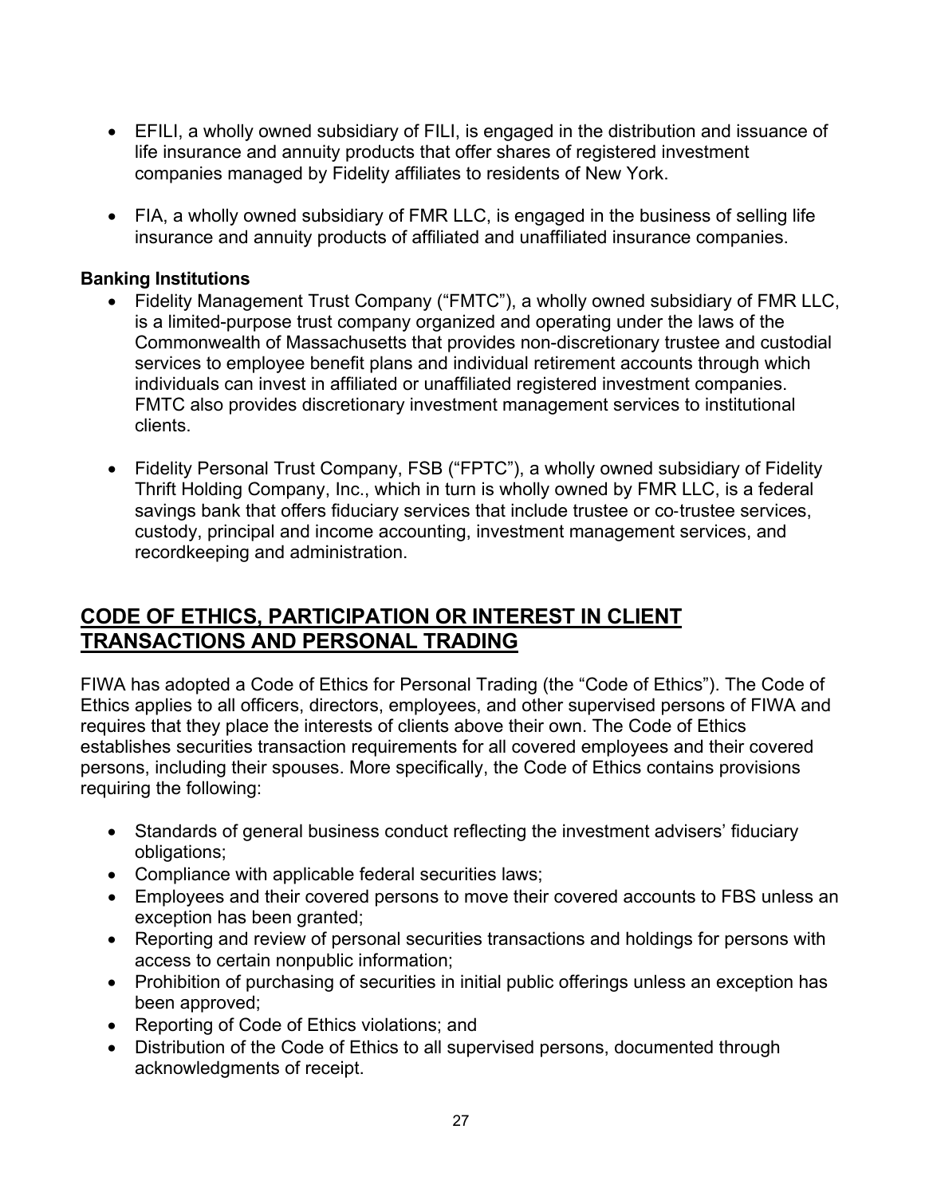- EFILI, a wholly owned subsidiary of FILI, is engaged in the distribution and issuance of life insurance and annuity products that offer shares of registered investment companies managed by Fidelity affiliates to residents of New York.

- FIA, a wholly owned subsidiary of FMR LLC, is engaged in the business of selling life insurance and annuity products of affiliated and unaffiliated insurance companies.

**Banking Institutions**

- Fidelity Management Trust Company ("FMTC"), a wholly owned subsidiary of FMR LLC, is a limited-purpose trust company organized and operating under the laws of the Commonwealth of Massachusetts that provides non-discretionary trustee and custodial services to employee benefit plans and individual retirement accounts through which individuals can invest in affiliated or unaffiliated registered investment companies. FMTC also provides discretionary investment management services to institutional clients.

- Fidelity Personal Trust Company, FSB ("FPTC"), a wholly owned subsidiary of Fidelity Thrift Holding Company, Inc., which in turn is wholly owned by FMR LLC, is a federal savings bank that offers fiduciary services that include trustee or co-trustee services, custody, principal and income accounting, investment management services, and recordkeeping and administration.

## CODE OF ETHICS, PARTICIPATION OR INTEREST IN CLIENT TRANSACTIONS AND PERSONAL TRADING

FIWA has adopted a Code of Ethics for Personal Trading (the "Code of Ethics"). The Code of Ethics applies to all officers, directors, employees, and other supervised persons of FIWA and requires that they place the interests of clients above their own. The Code of Ethics establishes securities transaction requirements for all covered employees and their covered persons, including their spouses. More specifically, the Code of Ethics contains provisions requiring the following:

- Standards of general business conduct reflecting the investment advisers' fiduciary obligations;
- Compliance with applicable federal securities laws;
- Employees and their covered persons to move their covered accounts to FBS unless an exception has been granted;
- Reporting and review of personal securities transactions and holdings for persons with access to certain nonpublic information;
- Prohibition of purchasing of securities in initial public offerings unless an exception has been approved;
- Reporting of Code of Ethics violations; and
- Distribution of the Code of Ethics to all supervised persons, documented through acknowledgments of receipt.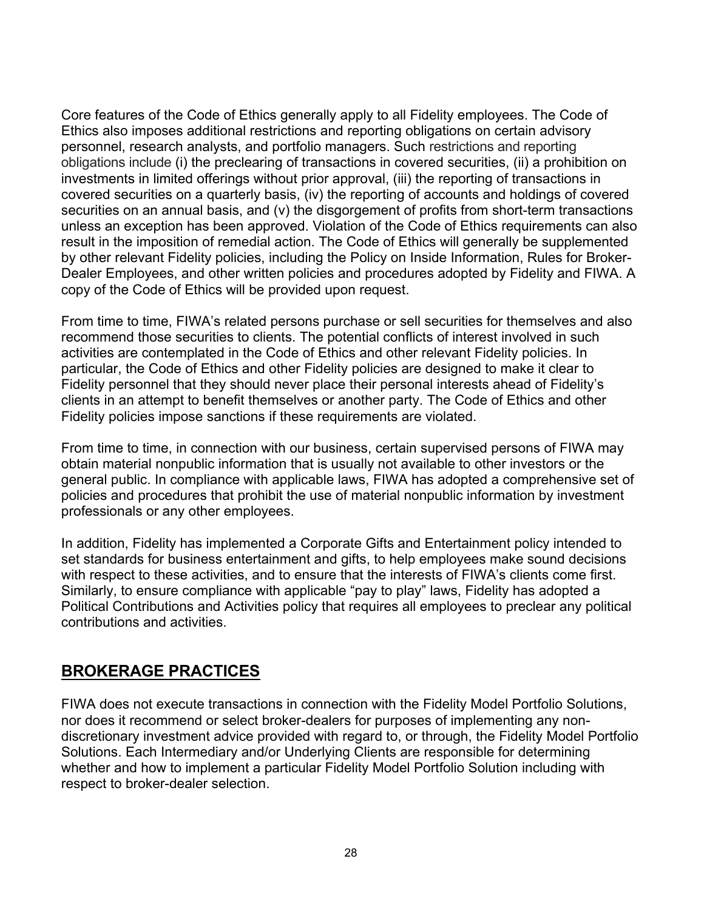Core features of the Code of Ethics generally apply to all Fidelity employees. The Code of Ethics also imposes additional restrictions and reporting obligations on certain advisory personnel, research analysts, and portfolio managers. Such restrictions and reporting obligations include (i) the preclearing of transactions in covered securities, (ii) a prohibition on investments in limited offerings without prior approval, (iii) the reporting of transactions in covered securities on a quarterly basis, (iv) the reporting of accounts and holdings of covered securities on an annual basis, and (v) the disgorgement of profits from short-term transactions unless an exception has been approved. Violation of the Code of Ethics requirements can also result in the imposition of remedial action. The Code of Ethics will generally be supplemented by other relevant Fidelity policies, including the Policy on Inside Information, Rules for Broker-Dealer Employees, and other written policies and procedures adopted by Fidelity and FIWA. A copy of the Code of Ethics will be provided upon request.

From time to time, FIWA's related persons purchase or sell securities for themselves and also recommend those securities to clients. The potential conflicts of interest involved in such activities are contemplated in the Code of Ethics and other relevant Fidelity policies. In particular, the Code of Ethics and other Fidelity policies are designed to make it clear to Fidelity personnel that they should never place their personal interests ahead of Fidelity's clients in an attempt to benefit themselves or another party. The Code of Ethics and other Fidelity policies impose sanctions if these requirements are violated.

From time to time, in connection with our business, certain supervised persons of FIWA may obtain material nonpublic information that is usually not available to other investors or the general public. In compliance with applicable laws, FIWA has adopted a comprehensive set of policies and procedures that prohibit the use of material nonpublic information by investment professionals or any other employees.

In addition, Fidelity has implemented a Corporate Gifts and Entertainment policy intended to set standards for business entertainment and gifts, to help employees make sound decisions with respect to these activities, and to ensure that the interests of FIWA's clients come first. Similarly, to ensure compliance with applicable "pay to play" laws, Fidelity has adopted a Political Contributions and Activities policy that requires all employees to preclear any political contributions and activities.

## BROKERAGE PRACTICES

FIWA does not execute transactions in connection with the Fidelity Model Portfolio Solutions, nor does it recommend or select broker-dealers for purposes of implementing any non-discretionary investment advice provided with regard to, or through, the Fidelity Model Portfolio Solutions. Each Intermediary and/or Underlying Clients are responsible for determining whether and how to implement a particular Fidelity Model Portfolio Solution including with respect to broker-dealer selection.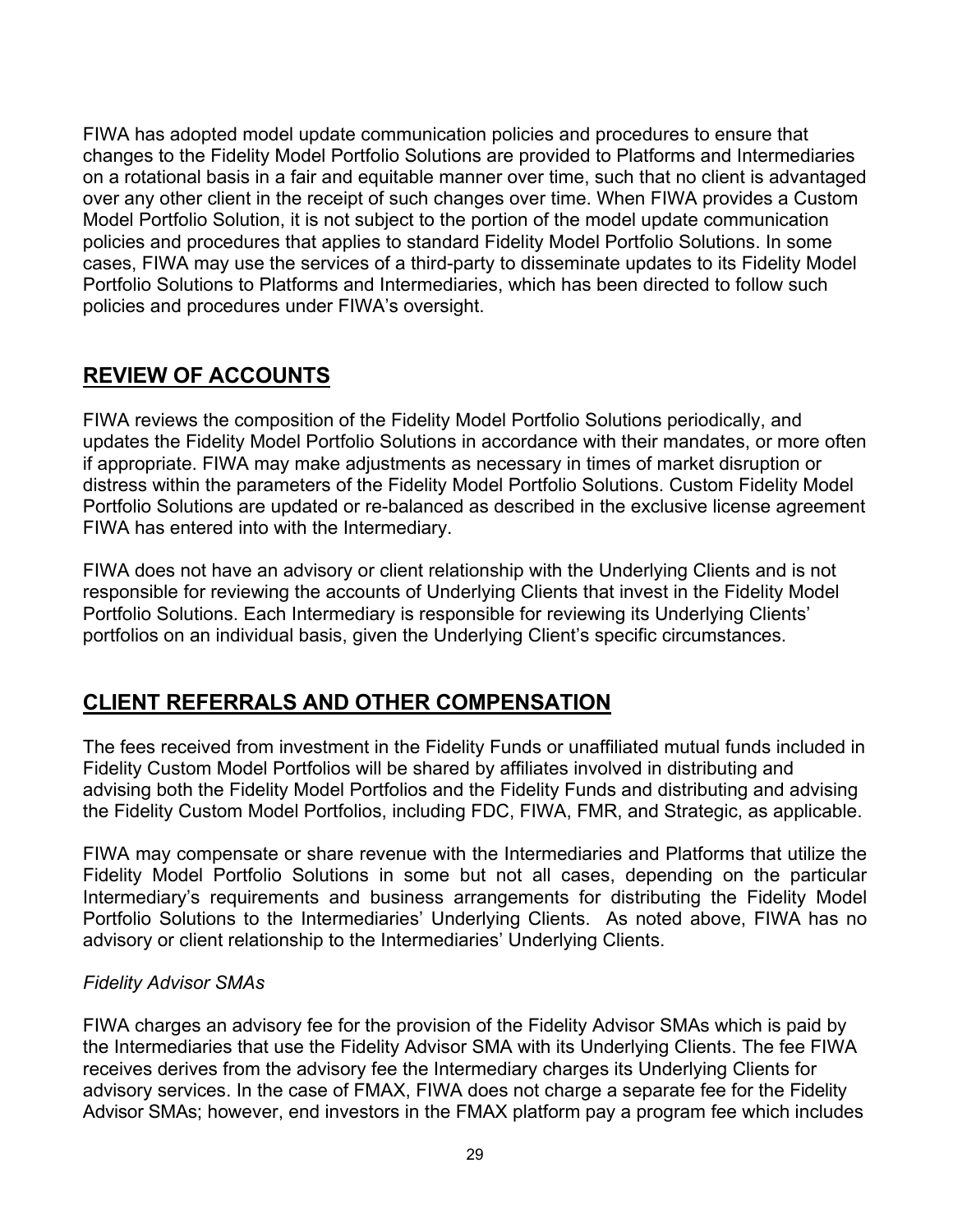FIWA has adopted model update communication policies and procedures to ensure that changes to the Fidelity Model Portfolio Solutions are provided to Platforms and Intermediaries on a rotational basis in a fair and equitable manner over time, such that no client is advantaged over any other client in the receipt of such changes over time. When FIWA provides a Custom Model Portfolio Solution, it is not subject to the portion of the model update communication policies and procedures that applies to standard Fidelity Model Portfolio Solutions. In some cases, FIWA may use the services of a third-party to disseminate updates to its Fidelity Model Portfolio Solutions to Platforms and Intermediaries, which has been directed to follow such policies and procedures under FIWA's oversight.

## REVIEW OF ACCOUNTS

FIWA reviews the composition of the Fidelity Model Portfolio Solutions periodically, and updates the Fidelity Model Portfolio Solutions in accordance with their mandates, or more often if appropriate. FIWA may make adjustments as necessary in times of market disruption or distress within the parameters of the Fidelity Model Portfolio Solutions. Custom Fidelity Model Portfolio Solutions are updated or re-balanced as described in the exclusive license agreement FIWA has entered into with the Intermediary.

FIWA does not have an advisory or client relationship with the Underlying Clients and is not responsible for reviewing the accounts of Underlying Clients that invest in the Fidelity Model Portfolio Solutions. Each Intermediary is responsible for reviewing its Underlying Clients' portfolios on an individual basis, given the Underlying Client's specific circumstances.

## CLIENT REFERRALS AND OTHER COMPENSATION

The fees received from investment in the Fidelity Funds or unaffiliated mutual funds included in Fidelity Custom Model Portfolios will be shared by affiliates involved in distributing and advising both the Fidelity Model Portfolios and the Fidelity Funds and distributing and advising the Fidelity Custom Model Portfolios, including FDC, FIWA, FMR, and Strategic, as applicable.

FIWA may compensate or share revenue with the Intermediaries and Platforms that utilize the Fidelity Model Portfolio Solutions in some but not all cases, depending on the particular Intermediary's requirements and business arrangements for distributing the Fidelity Model Portfolio Solutions to the Intermediaries' Underlying Clients. As noted above, FIWA has no advisory or client relationship to the Intermediaries' Underlying Clients.

*Fidelity Advisor SMAs*

FIWA charges an advisory fee for the provision of the Fidelity Advisor SMAs which is paid by the Intermediaries that use the Fidelity Advisor SMA with its Underlying Clients. The fee FIWA receives derives from the advisory fee the Intermediary charges its Underlying Clients for advisory services. In the case of FMAX, FIWA does not charge a separate fee for the Fidelity Advisor SMAs; however, end investors in the FMAX platform pay a program fee which includes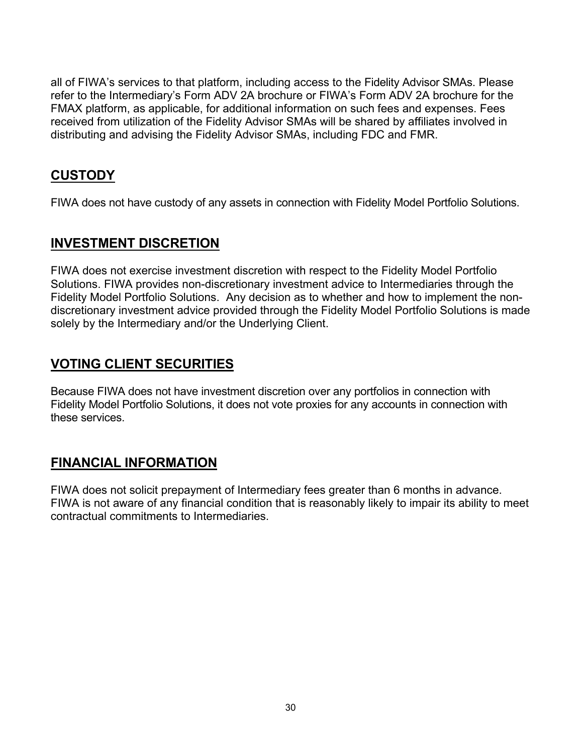all of FIWA's services to that platform, including access to the Fidelity Advisor SMAs. Please refer to the Intermediary's Form ADV 2A brochure or FIWA's Form ADV 2A brochure for the FMAX platform, as applicable, for additional information on such fees and expenses. Fees received from utilization of the Fidelity Advisor SMAs will be shared by affiliates involved in distributing and advising the Fidelity Advisor SMAs, including FDC and FMR.

## CUSTODY

FIWA does not have custody of any assets in connection with Fidelity Model Portfolio Solutions.

## INVESTMENT DISCRETION

FIWA does not exercise investment discretion with respect to the Fidelity Model Portfolio Solutions. FIWA provides non-discretionary investment advice to Intermediaries through the Fidelity Model Portfolio Solutions. Any decision as to whether and how to implement the non-discretionary investment advice provided through the Fidelity Model Portfolio Solutions is made solely by the Intermediary and/or the Underlying Client.

## VOTING CLIENT SECURITIES

Because FIWA does not have investment discretion over any portfolios in connection with Fidelity Model Portfolio Solutions, it does not vote proxies for any accounts in connection with these services.

## FINANCIAL INFORMATION

FIWA does not solicit prepayment of Intermediary fees greater than 6 months in advance. FIWA is not aware of any financial condition that is reasonably likely to impair its ability to meet contractual commitments to Intermediaries.